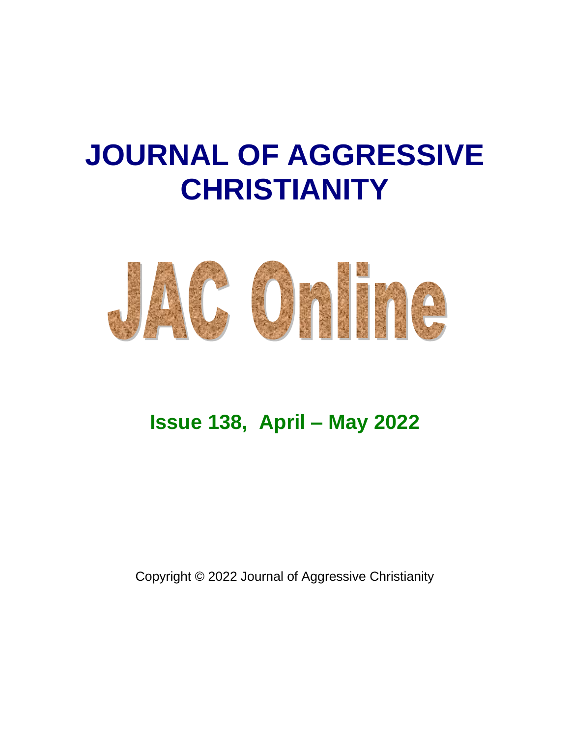# JOURNAL OF AGGRESSIVE CHRISTIANITY

# JAC Online

## Issue 138, April – May 2022

Copyright © 2022 Journal of Aggressive Christianity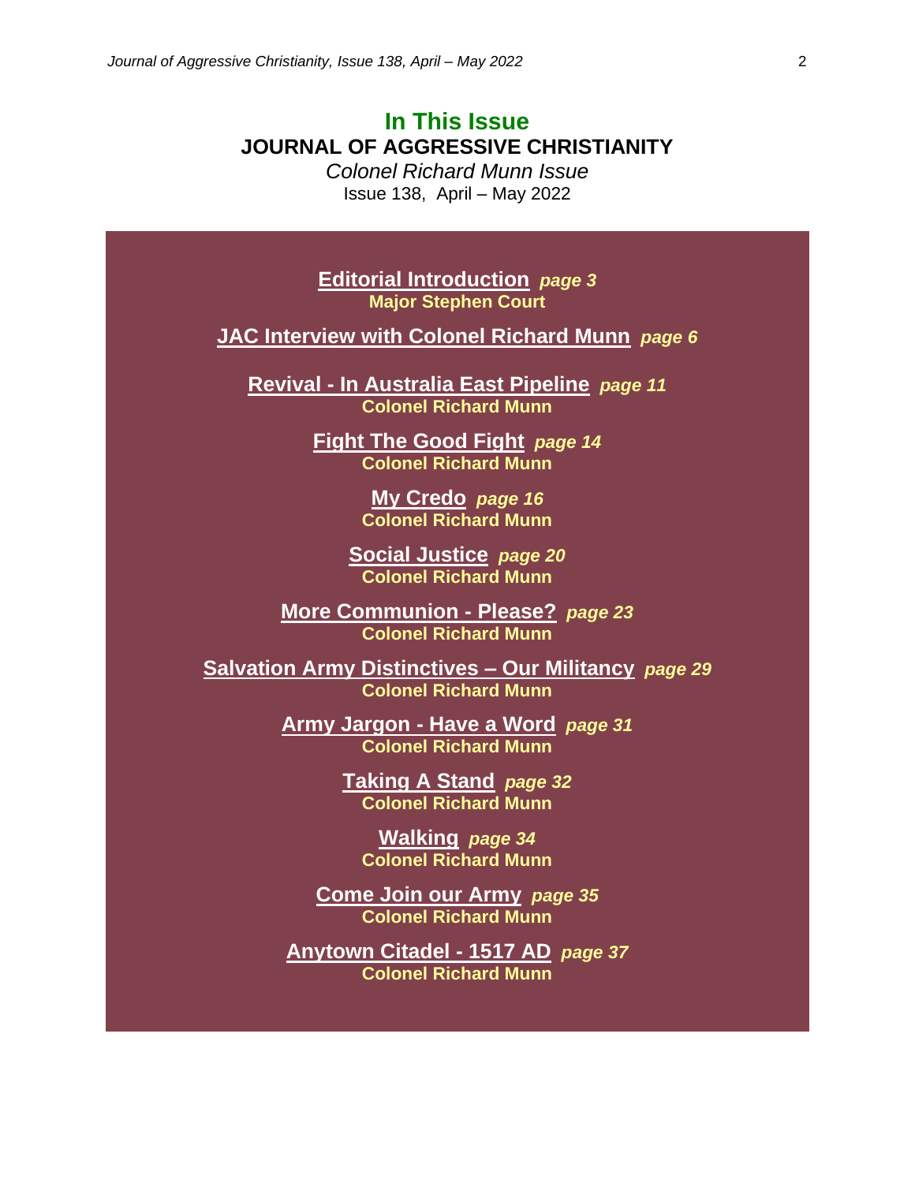# In This Issue

## JOURNAL OF AGGRESSIVE CHRISTIANITY

*Colonel Richard Munn Issue*

Issue 138, April – May 2022

**Editorial Introduction** ***page 3***
**Major Stephen Court**

**JAC Interview with Colonel Richard Munn** ***page 6***

**Revival - In Australia East Pipeline** ***page 11***
**Colonel Richard Munn**

**Fight The Good Fight** ***page 14***
**Colonel Richard Munn**

**My Credo** ***page 16***
**Colonel Richard Munn**

**Social Justice** ***page 20***
**Colonel Richard Munn**

**More Communion - Please?** ***page 23***
**Colonel Richard Munn**

**Salvation Army Distinctives – Our Militancy** ***page 29***
**Colonel Richard Munn**

**Army Jargon - Have a Word** ***page 31***
**Colonel Richard Munn**

**Taking A Stand** ***page 32***
**Colonel Richard Munn**

**Walking** ***page 34***
**Colonel Richard Munn**

**Come Join our Army** ***page 35***
**Colonel Richard Munn**

**Anytown Citadel - 1517 AD** ***page 37***
**Colonel Richard Munn**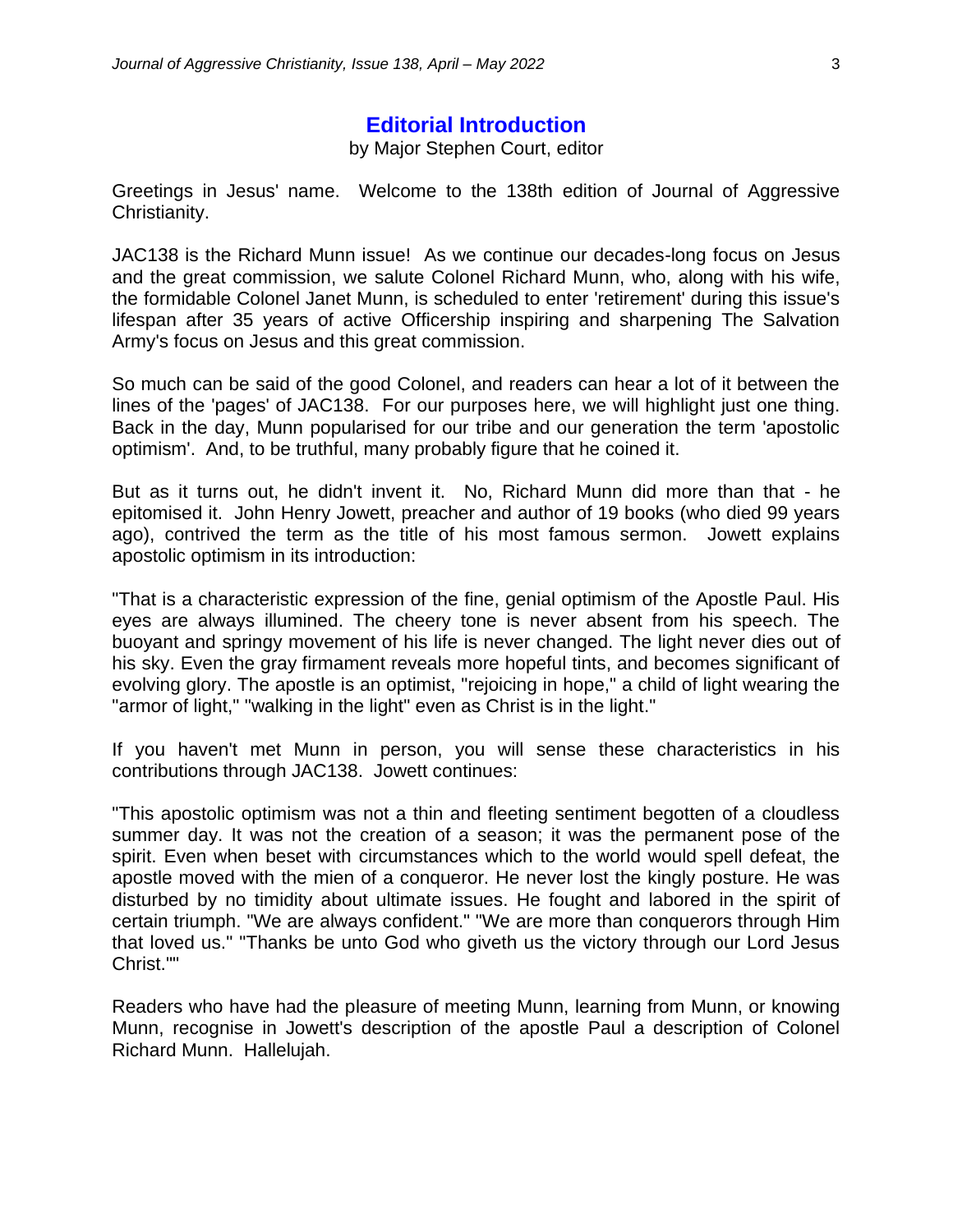## Editorial Introduction

by Major Stephen Court, editor

Greetings in Jesus' name. Welcome to the 138th edition of Journal of Aggressive Christianity.

JAC138 is the Richard Munn issue! As we continue our decades-long focus on Jesus and the great commission, we salute Colonel Richard Munn, who, along with his wife, the formidable Colonel Janet Munn, is scheduled to enter 'retirement' during this issue's lifespan after 35 years of active Officership inspiring and sharpening The Salvation Army's focus on Jesus and this great commission.

So much can be said of the good Colonel, and readers can hear a lot of it between the lines of the 'pages' of JAC138. For our purposes here, we will highlight just one thing. Back in the day, Munn popularised for our tribe and our generation the term 'apostolic optimism'. And, to be truthful, many probably figure that he coined it.

But as it turns out, he didn't invent it. No, Richard Munn did more than that - he epitomised it. John Henry Jowett, preacher and author of 19 books (who died 99 years ago), contrived the term as the title of his most famous sermon. Jowett explains apostolic optimism in its introduction:

"That is a characteristic expression of the fine, genial optimism of the Apostle Paul. His eyes are always illumined. The cheery tone is never absent from his speech. The buoyant and springy movement of his life is never changed. The light never dies out of his sky. Even the gray firmament reveals more hopeful tints, and becomes significant of evolving glory. The apostle is an optimist, "rejoicing in hope," a child of light wearing the "armor of light," "walking in the light" even as Christ is in the light."

If you haven't met Munn in person, you will sense these characteristics in his contributions through JAC138. Jowett continues:

"This apostolic optimism was not a thin and fleeting sentiment begotten of a cloudless summer day. It was not the creation of a season; it was the permanent pose of the spirit. Even when beset with circumstances which to the world would spell defeat, the apostle moved with the mien of a conqueror. He never lost the kingly posture. He was disturbed by no timidity about ultimate issues. He fought and labored in the spirit of certain triumph. "We are always confident." "We are more than conquerors through Him that loved us." "Thanks be unto God who giveth us the victory through our Lord Jesus Christ.""

Readers who have had the pleasure of meeting Munn, learning from Munn, or knowing Munn, recognise in Jowett's description of the apostle Paul a description of Colonel Richard Munn. Hallelujah.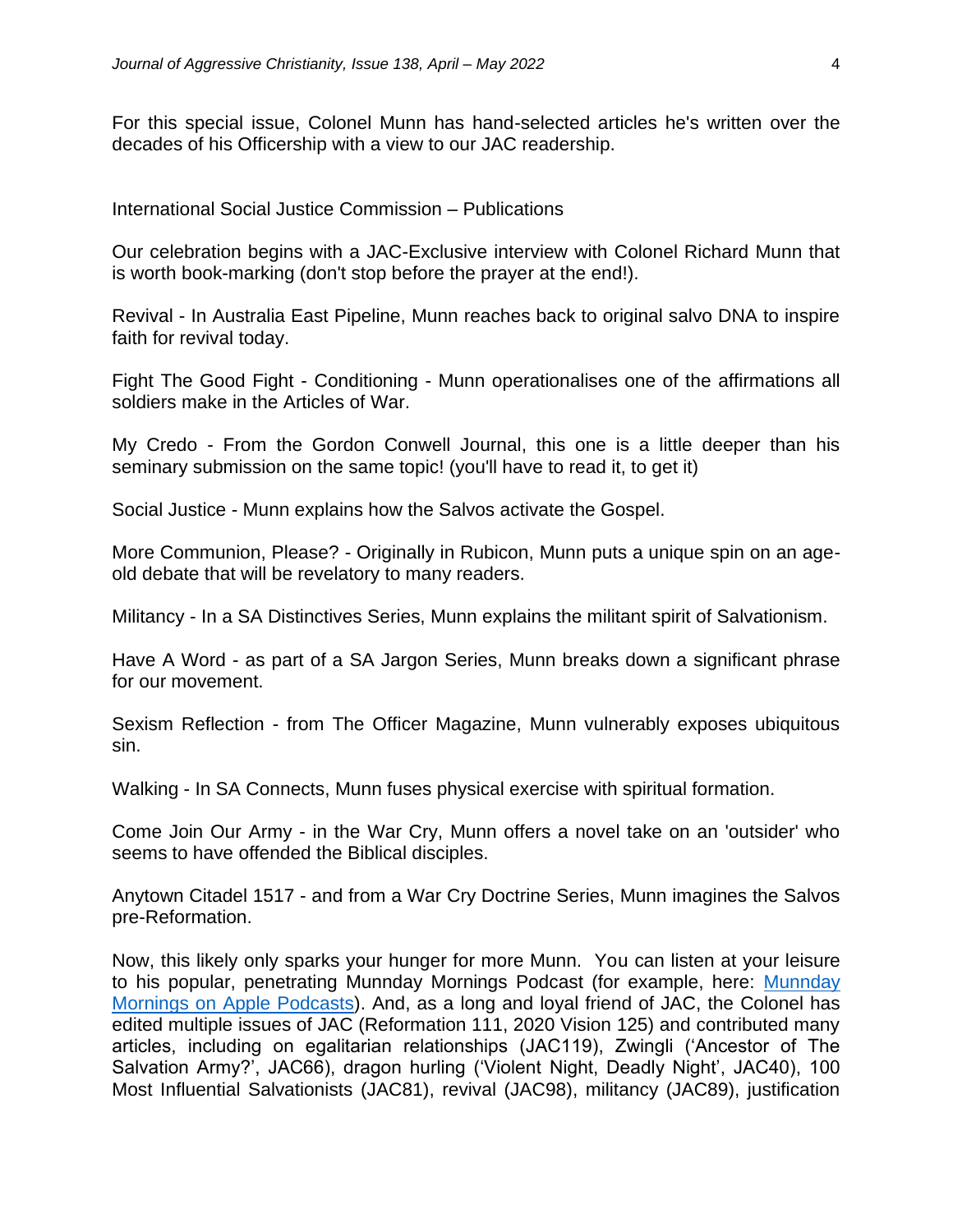For this special issue, Colonel Munn has hand-selected articles he's written over the decades of his Officership with a view to our JAC readership.

International Social Justice Commission – Publications

Our celebration begins with a JAC-Exclusive interview with Colonel Richard Munn that is worth book-marking (don't stop before the prayer at the end!).

Revival - In Australia East Pipeline, Munn reaches back to original salvo DNA to inspire faith for revival today.

Fight The Good Fight - Conditioning - Munn operationalises one of the affirmations all soldiers make in the Articles of War.

My Credo - From the Gordon Conwell Journal, this one is a little deeper than his seminary submission on the same topic! (you'll have to read it, to get it)

Social Justice - Munn explains how the Salvos activate the Gospel.

More Communion, Please? - Originally in Rubicon, Munn puts a unique spin on an age-old debate that will be revelatory to many readers.

Militancy - In a SA Distinctives Series, Munn explains the militant spirit of Salvationism.

Have A Word - as part of a SA Jargon Series, Munn breaks down a significant phrase for our movement.

Sexism Reflection - from The Officer Magazine, Munn vulnerably exposes ubiquitous sin.

Walking - In SA Connects, Munn fuses physical exercise with spiritual formation.

Come Join Our Army - in the War Cry, Munn offers a novel take on an 'outsider' who seems to have offended the Biblical disciples.

Anytown Citadel 1517 - and from a War Cry Doctrine Series, Munn imagines the Salvos pre-Reformation.

Now, this likely only sparks your hunger for more Munn. You can listen at your leisure to his popular, penetrating Munnday Mornings Podcast (for example, here: [Munnday Mornings on Apple Podcasts]). And, as a long and loyal friend of JAC, the Colonel has edited multiple issues of JAC (Reformation 111, 2020 Vision 125) and contributed many articles, including on egalitarian relationships (JAC119), Zwingli ('Ancestor of The Salvation Army?', JAC66), dragon hurling ('Violent Night, Deadly Night', JAC40), 100 Most Influential Salvationists (JAC81), revival (JAC98), militancy (JAC89), justification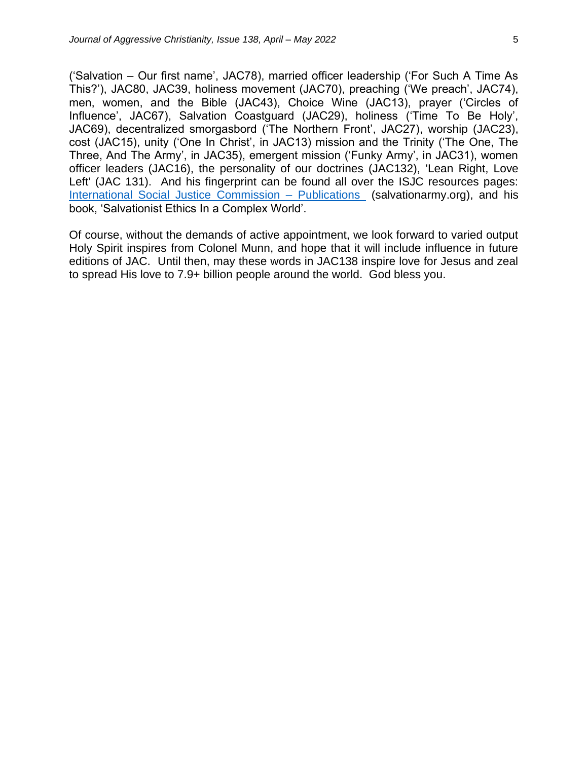('Salvation – Our first name', JAC78), married officer leadership ('For Such A Time As This?'), JAC80, JAC39, holiness movement (JAC70), preaching ('We preach', JAC74), men, women, and the Bible (JAC43), Choice Wine (JAC13), prayer ('Circles of Influence', JAC67), Salvation Coastguard (JAC29), holiness ('Time To Be Holy', JAC69), decentralized smorgasbord ('The Northern Front', JAC27), worship (JAC23), cost (JAC15), unity ('One In Christ', in JAC13) mission and the Trinity ('The One, The Three, And The Army', in JAC35), emergent mission ('Funky Army', in JAC31), women officer leaders (JAC16), the personality of our doctrines (JAC132), 'Lean Right, Love Left' (JAC 131). And his fingerprint can be found all over the ISJC resources pages: International Social Justice Commission – Publications (salvationarmy.org), and his book, 'Salvationist Ethics In a Complex World'.

Of course, without the demands of active appointment, we look forward to varied output Holy Spirit inspires from Colonel Munn, and hope that it will include influence in future editions of JAC. Until then, may these words in JAC138 inspire love for Jesus and zeal to spread His love to 7.9+ billion people around the world. God bless you.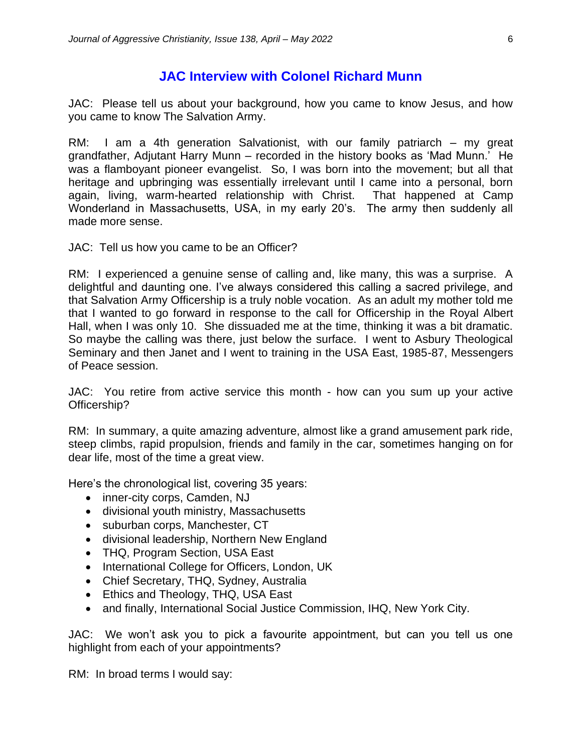## JAC Interview with Colonel Richard Munn

JAC: Please tell us about your background, how you came to know Jesus, and how you came to know The Salvation Army.

RM: I am a 4th generation Salvationist, with our family patriarch – my great grandfather, Adjutant Harry Munn – recorded in the history books as 'Mad Munn.' He was a flamboyant pioneer evangelist. So, I was born into the movement; but all that heritage and upbringing was essentially irrelevant until I came into a personal, born again, living, warm-hearted relationship with Christ. That happened at Camp Wonderland in Massachusetts, USA, in my early 20's. The army then suddenly all made more sense.

JAC: Tell us how you came to be an Officer?

RM: I experienced a genuine sense of calling and, like many, this was a surprise. A delightful and daunting one. I've always considered this calling a sacred privilege, and that Salvation Army Officership is a truly noble vocation. As an adult my mother told me that I wanted to go forward in response to the call for Officership in the Royal Albert Hall, when I was only 10. She dissuaded me at the time, thinking it was a bit dramatic. So maybe the calling was there, just below the surface. I went to Asbury Theological Seminary and then Janet and I went to training in the USA East, 1985-87, Messengers of Peace session.

JAC: You retire from active service this month - how can you sum up your active Officership?

RM: In summary, a quite amazing adventure, almost like a grand amusement park ride, steep climbs, rapid propulsion, friends and family in the car, sometimes hanging on for dear life, most of the time a great view.

Here's the chronological list, covering 35 years:

- inner-city corps, Camden, NJ
- divisional youth ministry, Massachusetts
- suburban corps, Manchester, CT
- divisional leadership, Northern New England
- THQ, Program Section, USA East
- International College for Officers, London, UK
- Chief Secretary, THQ, Sydney, Australia
- Ethics and Theology, THQ, USA East
- and finally, International Social Justice Commission, IHQ, New York City.

JAC: We won't ask you to pick a favourite appointment, but can you tell us one highlight from each of your appointments?

RM: In broad terms I would say: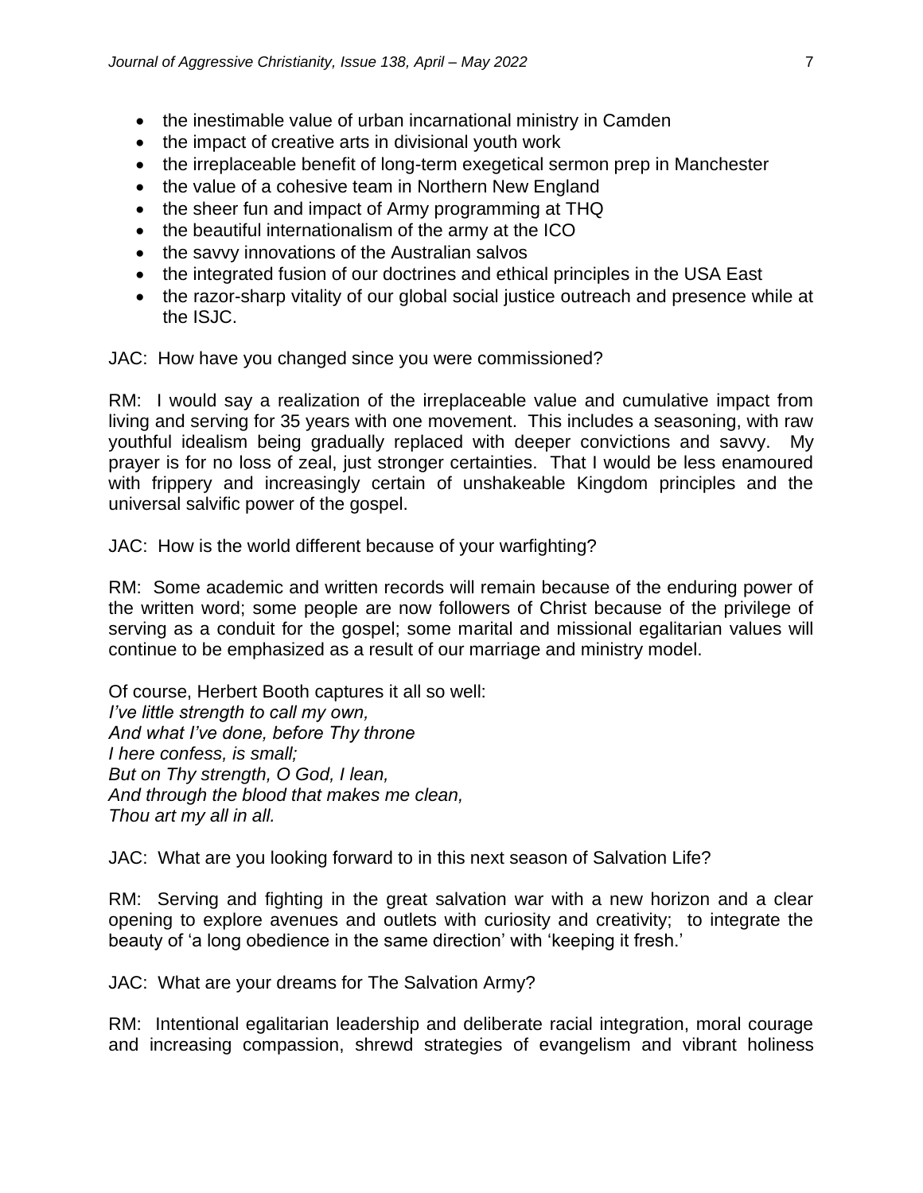- the inestimable value of urban incarnational ministry in Camden
- the impact of creative arts in divisional youth work
- the irreplaceable benefit of long-term exegetical sermon prep in Manchester
- the value of a cohesive team in Northern New England
- the sheer fun and impact of Army programming at THQ
- the beautiful internationalism of the army at the ICO
- the savvy innovations of the Australian salvos
- the integrated fusion of our doctrines and ethical principles in the USA East
- the razor-sharp vitality of our global social justice outreach and presence while at the ISJC.

JAC: How have you changed since you were commissioned?

RM: I would say a realization of the irreplaceable value and cumulative impact from living and serving for 35 years with one movement. This includes a seasoning, with raw youthful idealism being gradually replaced with deeper convictions and savvy. My prayer is for no loss of zeal, just stronger certainties. That I would be less enamoured with frippery and increasingly certain of unshakeable Kingdom principles and the universal salvific power of the gospel.

JAC: How is the world different because of your warfighting?

RM: Some academic and written records will remain because of the enduring power of the written word; some people are now followers of Christ because of the privilege of serving as a conduit for the gospel; some marital and missional egalitarian values will continue to be emphasized as a result of our marriage and ministry model.

Of course, Herbert Booth captures it all so well:
*I've little strength to call my own,*
*And what I've done, before Thy throne*
*I here confess, is small;*
*But on Thy strength, O God, I lean,*
*And through the blood that makes me clean,*
*Thou art my all in all.*

JAC: What are you looking forward to in this next season of Salvation Life?

RM: Serving and fighting in the great salvation war with a new horizon and a clear opening to explore avenues and outlets with curiosity and creativity; to integrate the beauty of 'a long obedience in the same direction' with 'keeping it fresh.'

JAC: What are your dreams for The Salvation Army?

RM: Intentional egalitarian leadership and deliberate racial integration, moral courage and increasing compassion, shrewd strategies of evangelism and vibrant holiness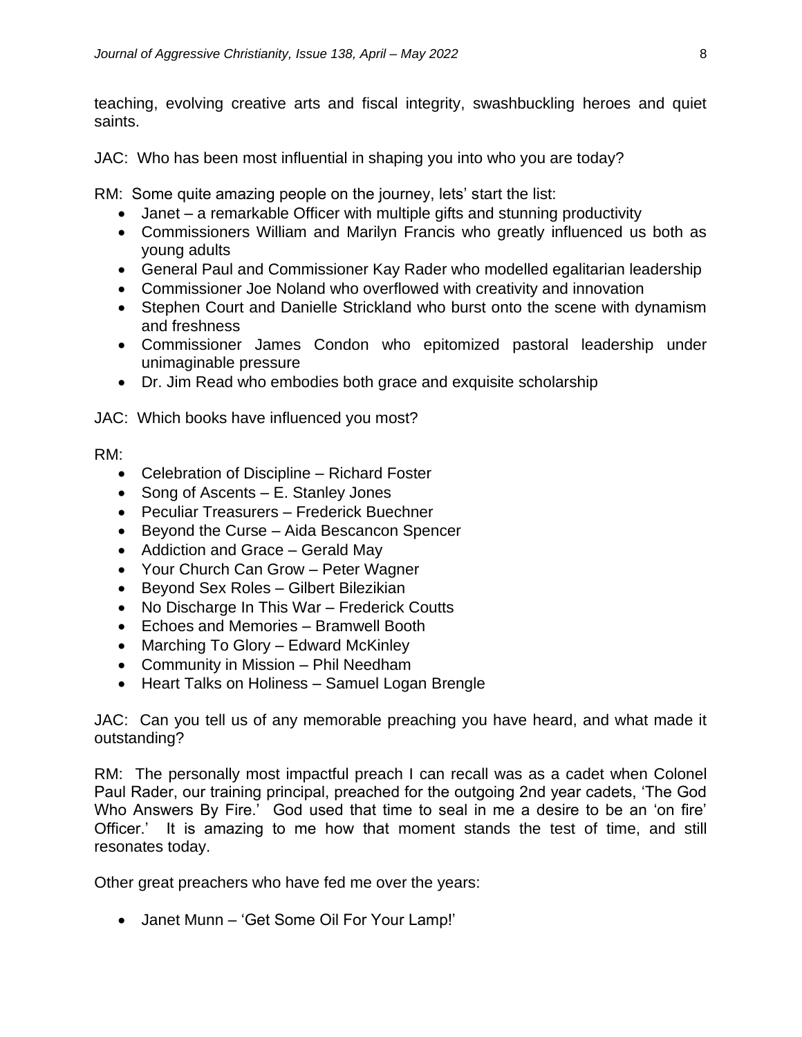teaching, evolving creative arts and fiscal integrity, swashbuckling heroes and quiet saints.

JAC: Who has been most influential in shaping you into who you are today?

RM: Some quite amazing people on the journey, lets' start the list:

- Janet – a remarkable Officer with multiple gifts and stunning productivity
- Commissioners William and Marilyn Francis who greatly influenced us both as young adults
- General Paul and Commissioner Kay Rader who modelled egalitarian leadership
- Commissioner Joe Noland who overflowed with creativity and innovation
- Stephen Court and Danielle Strickland who burst onto the scene with dynamism and freshness
- Commissioner James Condon who epitomized pastoral leadership under unimaginable pressure
- Dr. Jim Read who embodies both grace and exquisite scholarship

JAC: Which books have influenced you most?

RM:

- Celebration of Discipline – Richard Foster
- Song of Ascents – E. Stanley Jones
- Peculiar Treasurers – Frederick Buechner
- Beyond the Curse – Aida Bescancon Spencer
- Addiction and Grace – Gerald May
- Your Church Can Grow – Peter Wagner
- Beyond Sex Roles – Gilbert Bilezikian
- No Discharge In This War – Frederick Coutts
- Echoes and Memories – Bramwell Booth
- Marching To Glory – Edward McKinley
- Community in Mission – Phil Needham
- Heart Talks on Holiness – Samuel Logan Brengle

JAC: Can you tell us of any memorable preaching you have heard, and what made it outstanding?

RM: The personally most impactful preach I can recall was as a cadet when Colonel Paul Rader, our training principal, preached for the outgoing 2nd year cadets, 'The God Who Answers By Fire.' God used that time to seal in me a desire to be an 'on fire' Officer.' It is amazing to me how that moment stands the test of time, and still resonates today.

Other great preachers who have fed me over the years:

- Janet Munn – 'Get Some Oil For Your Lamp!'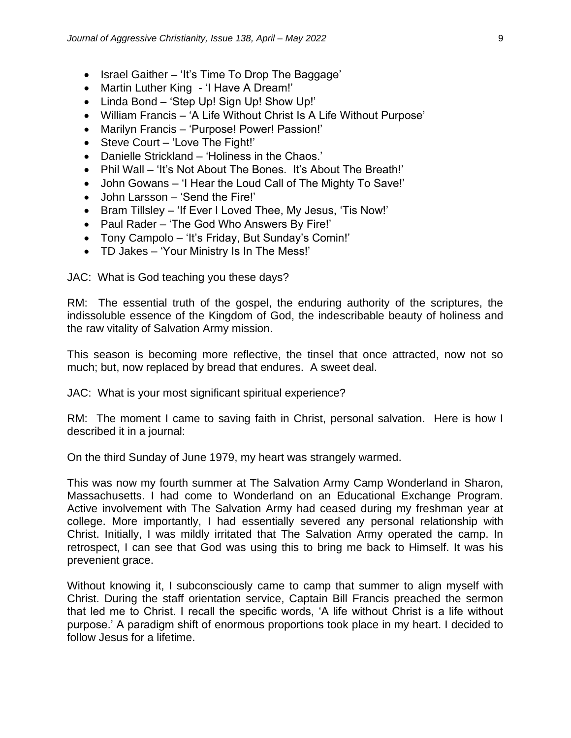- Israel Gaither – 'It's Time To Drop The Baggage'
- Martin Luther King - 'I Have A Dream!'
- Linda Bond – 'Step Up! Sign Up! Show Up!'
- William Francis – 'A Life Without Christ Is A Life Without Purpose'
- Marilyn Francis – 'Purpose! Power! Passion!'
- Steve Court – 'Love The Fight!'
- Danielle Strickland – 'Holiness in the Chaos.'
- Phil Wall – 'It's Not About The Bones. It's About The Breath!'
- John Gowans – 'I Hear the Loud Call of The Mighty To Save!'
- John Larsson – 'Send the Fire!'
- Bram Tillsley – 'If Ever I Loved Thee, My Jesus, 'Tis Now!'
- Paul Rader – 'The God Who Answers By Fire!'
- Tony Campolo – 'It's Friday, But Sunday's Comin!'
- TD Jakes – 'Your Ministry Is In The Mess!'

JAC: What is God teaching you these days?

RM: The essential truth of the gospel, the enduring authority of the scriptures, the indissoluble essence of the Kingdom of God, the indescribable beauty of holiness and the raw vitality of Salvation Army mission.

This season is becoming more reflective, the tinsel that once attracted, now not so much; but, now replaced by bread that endures. A sweet deal.

JAC: What is your most significant spiritual experience?

RM: The moment I came to saving faith in Christ, personal salvation. Here is how I described it in a journal:

On the third Sunday of June 1979, my heart was strangely warmed.

This was now my fourth summer at The Salvation Army Camp Wonderland in Sharon, Massachusetts. I had come to Wonderland on an Educational Exchange Program. Active involvement with The Salvation Army had ceased during my freshman year at college. More importantly, I had essentially severed any personal relationship with Christ. Initially, I was mildly irritated that The Salvation Army operated the camp. In retrospect, I can see that God was using this to bring me back to Himself. It was his prevenient grace.

Without knowing it, I subconsciously came to camp that summer to align myself with Christ. During the staff orientation service, Captain Bill Francis preached the sermon that led me to Christ. I recall the specific words, 'A life without Christ is a life without purpose.' A paradigm shift of enormous proportions took place in my heart. I decided to follow Jesus for a lifetime.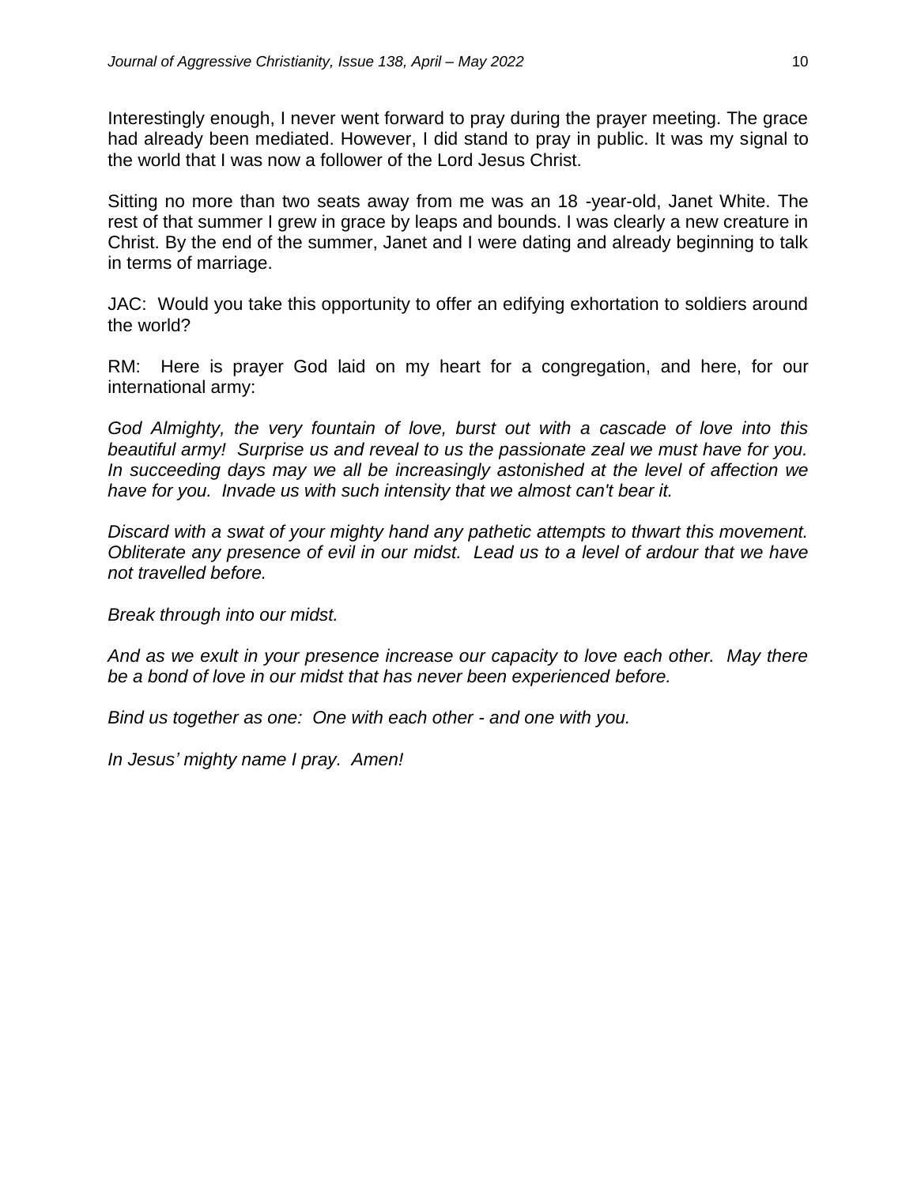Interestingly enough, I never went forward to pray during the prayer meeting. The grace had already been mediated. However, I did stand to pray in public. It was my signal to the world that I was now a follower of the Lord Jesus Christ.

Sitting no more than two seats away from me was an 18 -year-old, Janet White. The rest of that summer I grew in grace by leaps and bounds. I was clearly a new creature in Christ. By the end of the summer, Janet and I were dating and already beginning to talk in terms of marriage.

JAC: Would you take this opportunity to offer an edifying exhortation to soldiers around the world?

RM: Here is prayer God laid on my heart for a congregation, and here, for our international army:

*God Almighty, the very fountain of love, burst out with a cascade of love into this beautiful army! Surprise us and reveal to us the passionate zeal we must have for you. In succeeding days may we all be increasingly astonished at the level of affection we have for you. Invade us with such intensity that we almost can't bear it.*

*Discard with a swat of your mighty hand any pathetic attempts to thwart this movement. Obliterate any presence of evil in our midst. Lead us to a level of ardour that we have not travelled before.*

*Break through into our midst.*

*And as we exult in your presence increase our capacity to love each other. May there be a bond of love in our midst that has never been experienced before.*

*Bind us together as one: One with each other - and one with you.*

*In Jesus' mighty name I pray. Amen!*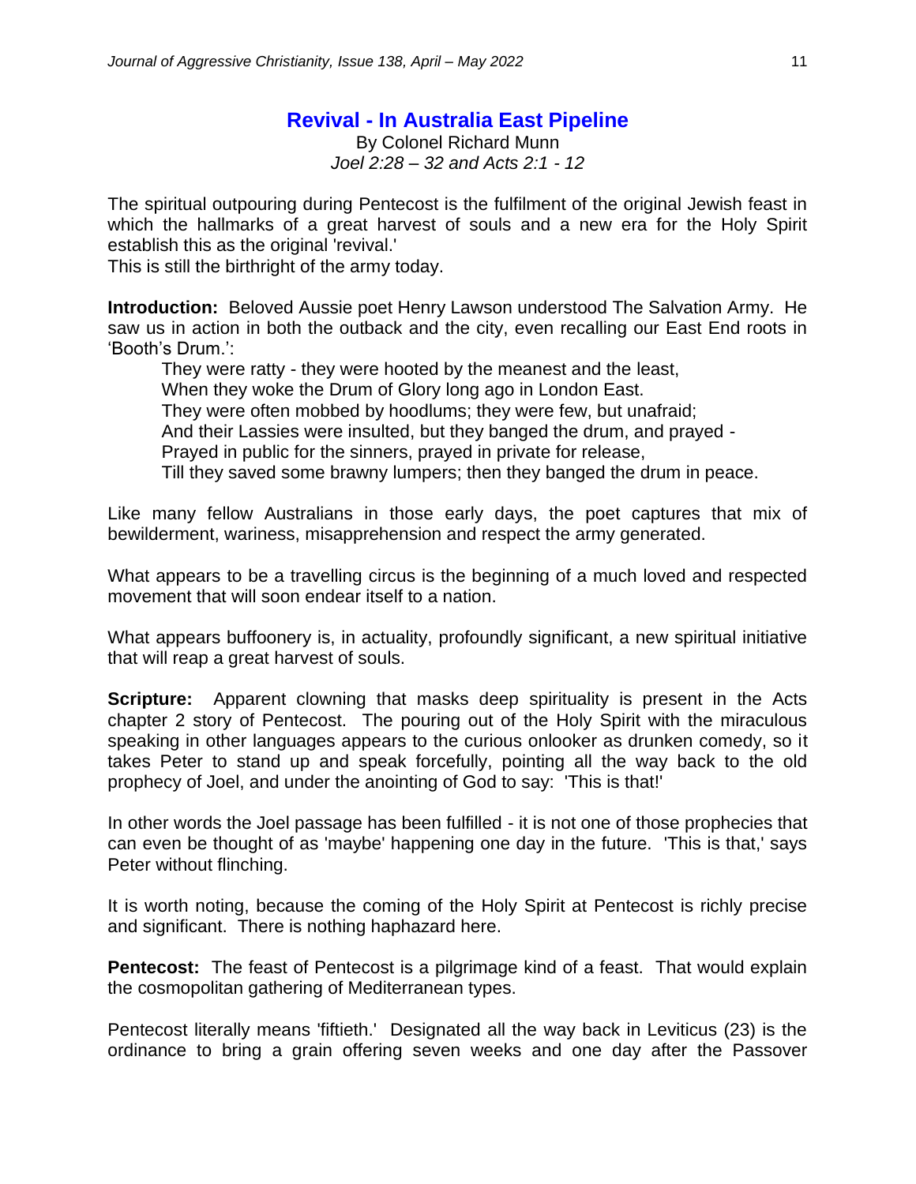## Revival - In Australia East Pipeline

By Colonel Richard Munn
*Joel 2:28 – 32 and Acts 2:1 - 12*

The spiritual outpouring during Pentecost is the fulfilment of the original Jewish feast in which the hallmarks of a great harvest of souls and a new era for the Holy Spirit establish this as the original 'revival.'
This is still the birthright of the army today.

**Introduction:** Beloved Aussie poet Henry Lawson understood The Salvation Army. He saw us in action in both the outback and the city, even recalling our East End roots in 'Booth's Drum.':

> They were ratty - they were hooted by the meanest and the least,
> When they woke the Drum of Glory long ago in London East.
> They were often mobbed by hoodlums; they were few, but unafraid;
> And their Lassies were insulted, but they banged the drum, and prayed -
> Prayed in public for the sinners, prayed in private for release,
> Till they saved some brawny lumpers; then they banged the drum in peace.

Like many fellow Australians in those early days, the poet captures that mix of bewilderment, wariness, misapprehension and respect the army generated.

What appears to be a travelling circus is the beginning of a much loved and respected movement that will soon endear itself to a nation.

What appears buffoonery is, in actuality, profoundly significant, a new spiritual initiative that will reap a great harvest of souls.

**Scripture:** Apparent clowning that masks deep spirituality is present in the Acts chapter 2 story of Pentecost. The pouring out of the Holy Spirit with the miraculous speaking in other languages appears to the curious onlooker as drunken comedy, so it takes Peter to stand up and speak forcefully, pointing all the way back to the old prophecy of Joel, and under the anointing of God to say: 'This is that!'

In other words the Joel passage has been fulfilled - it is not one of those prophecies that can even be thought of as 'maybe' happening one day in the future. 'This is that,' says Peter without flinching.

It is worth noting, because the coming of the Holy Spirit at Pentecost is richly precise and significant. There is nothing haphazard here.

**Pentecost:** The feast of Pentecost is a pilgrimage kind of a feast. That would explain the cosmopolitan gathering of Mediterranean types.

Pentecost literally means 'fiftieth.' Designated all the way back in Leviticus (23) is the ordinance to bring a grain offering seven weeks and one day after the Passover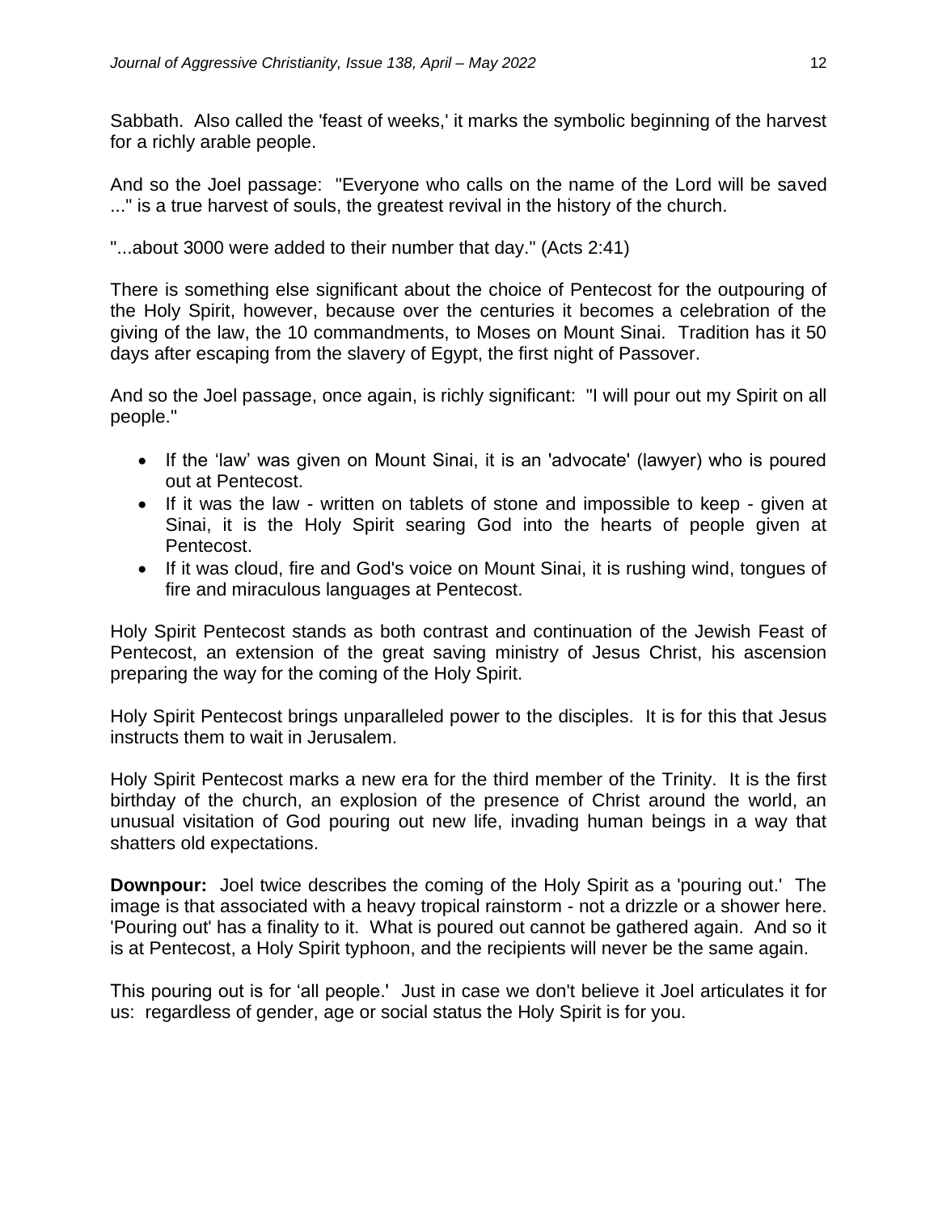Sabbath. Also called the 'feast of weeks,' it marks the symbolic beginning of the harvest for a richly arable people.

And so the Joel passage: "Everyone who calls on the name of the Lord will be saved ..." is a true harvest of souls, the greatest revival in the history of the church.

"...about 3000 were added to their number that day." (Acts 2:41)

There is something else significant about the choice of Pentecost for the outpouring of the Holy Spirit, however, because over the centuries it becomes a celebration of the giving of the law, the 10 commandments, to Moses on Mount Sinai. Tradition has it 50 days after escaping from the slavery of Egypt, the first night of Passover.

And so the Joel passage, once again, is richly significant: "I will pour out my Spirit on all people."

- If the 'law' was given on Mount Sinai, it is an 'advocate' (lawyer) who is poured out at Pentecost.
- If it was the law - written on tablets of stone and impossible to keep - given at Sinai, it is the Holy Spirit searing God into the hearts of people given at Pentecost.
- If it was cloud, fire and God's voice on Mount Sinai, it is rushing wind, tongues of fire and miraculous languages at Pentecost.

Holy Spirit Pentecost stands as both contrast and continuation of the Jewish Feast of Pentecost, an extension of the great saving ministry of Jesus Christ, his ascension preparing the way for the coming of the Holy Spirit.

Holy Spirit Pentecost brings unparalleled power to the disciples. It is for this that Jesus instructs them to wait in Jerusalem.

Holy Spirit Pentecost marks a new era for the third member of the Trinity. It is the first birthday of the church, an explosion of the presence of Christ around the world, an unusual visitation of God pouring out new life, invading human beings in a way that shatters old expectations.

**Downpour:** Joel twice describes the coming of the Holy Spirit as a 'pouring out.' The image is that associated with a heavy tropical rainstorm - not a drizzle or a shower here. 'Pouring out' has a finality to it. What is poured out cannot be gathered again. And so it is at Pentecost, a Holy Spirit typhoon, and the recipients will never be the same again.

This pouring out is for 'all people.' Just in case we don't believe it Joel articulates it for us: regardless of gender, age or social status the Holy Spirit is for you.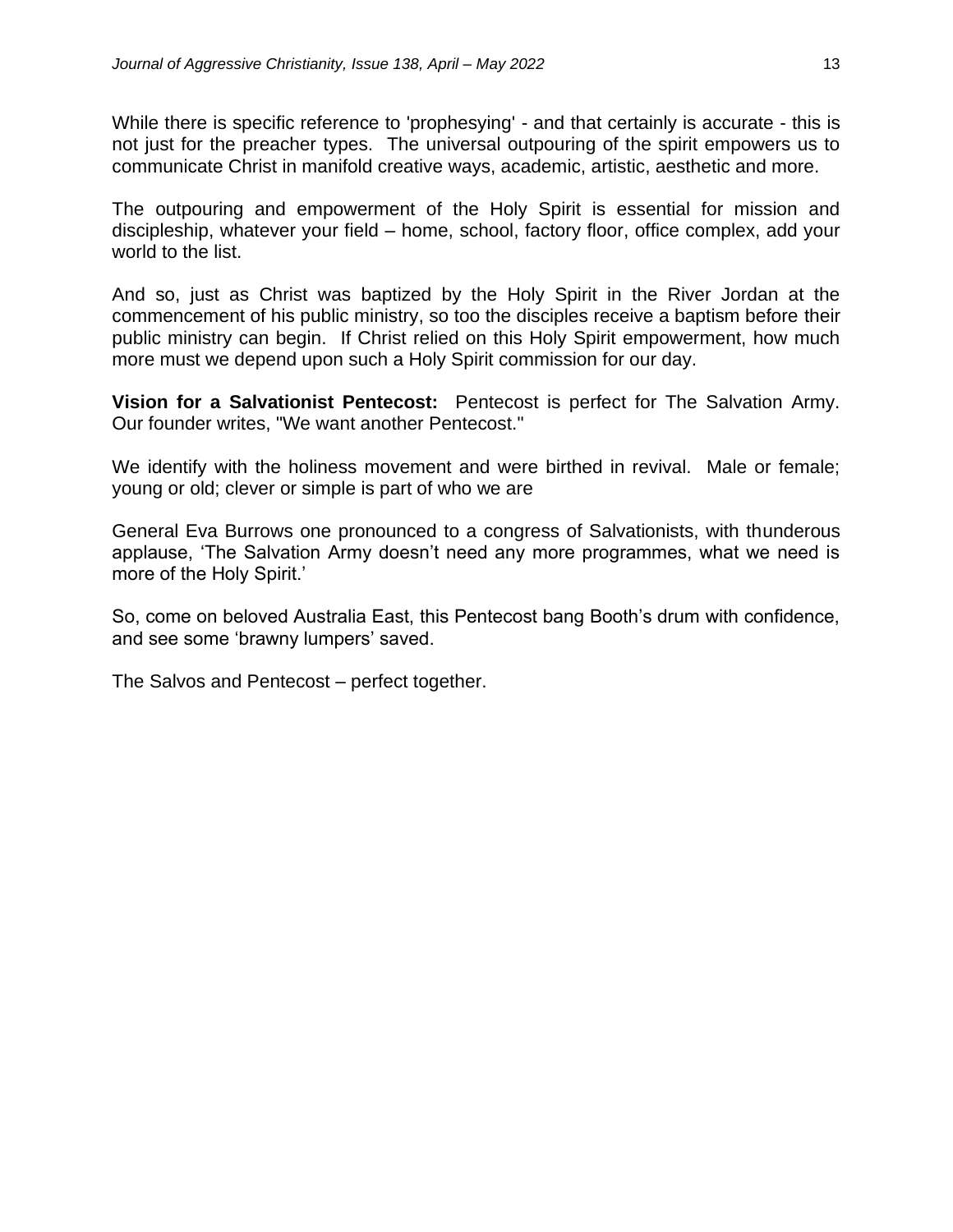While there is specific reference to 'prophesying' - and that certainly is accurate - this is not just for the preacher types. The universal outpouring of the spirit empowers us to communicate Christ in manifold creative ways, academic, artistic, aesthetic and more.

The outpouring and empowerment of the Holy Spirit is essential for mission and discipleship, whatever your field – home, school, factory floor, office complex, add your world to the list.

And so, just as Christ was baptized by the Holy Spirit in the River Jordan at the commencement of his public ministry, so too the disciples receive a baptism before their public ministry can begin. If Christ relied on this Holy Spirit empowerment, how much more must we depend upon such a Holy Spirit commission for our day.

**Vision for a Salvationist Pentecost:** Pentecost is perfect for The Salvation Army. Our founder writes, "We want another Pentecost."

We identify with the holiness movement and were birthed in revival. Male or female; young or old; clever or simple is part of who we are

General Eva Burrows one pronounced to a congress of Salvationists, with thunderous applause, 'The Salvation Army doesn't need any more programmes, what we need is more of the Holy Spirit.'

So, come on beloved Australia East, this Pentecost bang Booth's drum with confidence, and see some 'brawny lumpers' saved.

The Salvos and Pentecost – perfect together.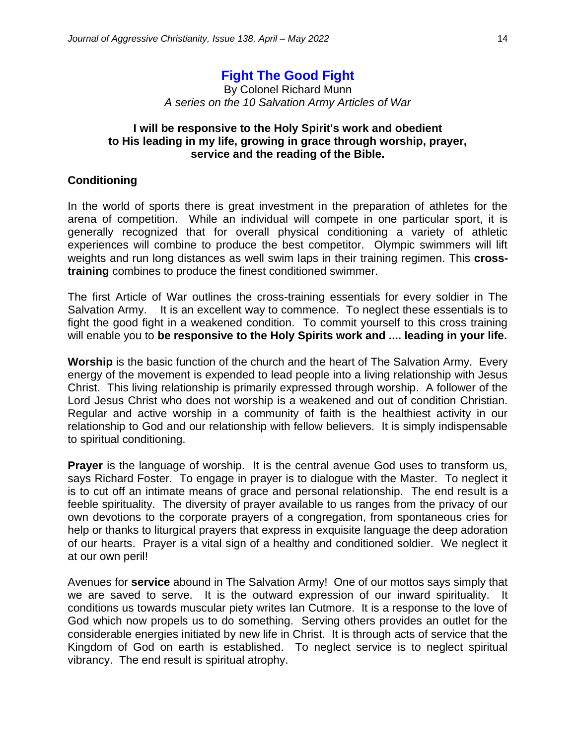## Fight The Good Fight

By Colonel Richard Munn

*A series on the 10 Salvation Army Articles of War*

**I will be responsive to the Holy Spirit's work and obedient to His leading in my life, growing in grace through worship, prayer, service and the reading of the Bible.**

### Conditioning

In the world of sports there is great investment in the preparation of athletes for the arena of competition. While an individual will compete in one particular sport, it is generally recognized that for overall physical conditioning a variety of athletic experiences will combine to produce the best competitor. Olympic swimmers will lift weights and run long distances as well swim laps in their training regimen. This **cross-training** combines to produce the finest conditioned swimmer.

The first Article of War outlines the cross-training essentials for every soldier in The Salvation Army. It is an excellent way to commence. To neglect these essentials is to fight the good fight in a weakened condition. To commit yourself to this cross training will enable you to **be responsive to the Holy Spirits work and .... leading in your life.**

**Worship** is the basic function of the church and the heart of The Salvation Army. Every energy of the movement is expended to lead people into a living relationship with Jesus Christ. This living relationship is primarily expressed through worship. A follower of the Lord Jesus Christ who does not worship is a weakened and out of condition Christian. Regular and active worship in a community of faith is the healthiest activity in our relationship to God and our relationship with fellow believers. It is simply indispensable to spiritual conditioning.

**Prayer** is the language of worship. It is the central avenue God uses to transform us, says Richard Foster. To engage in prayer is to dialogue with the Master. To neglect it is to cut off an intimate means of grace and personal relationship. The end result is a feeble spirituality. The diversity of prayer available to us ranges from the privacy of our own devotions to the corporate prayers of a congregation, from spontaneous cries for help or thanks to liturgical prayers that express in exquisite language the deep adoration of our hearts. Prayer is a vital sign of a healthy and conditioned soldier. We neglect it at our own peril!

Avenues for **service** abound in The Salvation Army! One of our mottos says simply that we are saved to serve. It is the outward expression of our inward spirituality. It conditions us towards muscular piety writes Ian Cutmore. It is a response to the love of God which now propels us to do something. Serving others provides an outlet for the considerable energies initiated by new life in Christ. It is through acts of service that the Kingdom of God on earth is established. To neglect service is to neglect spiritual vibrancy. The end result is spiritual atrophy.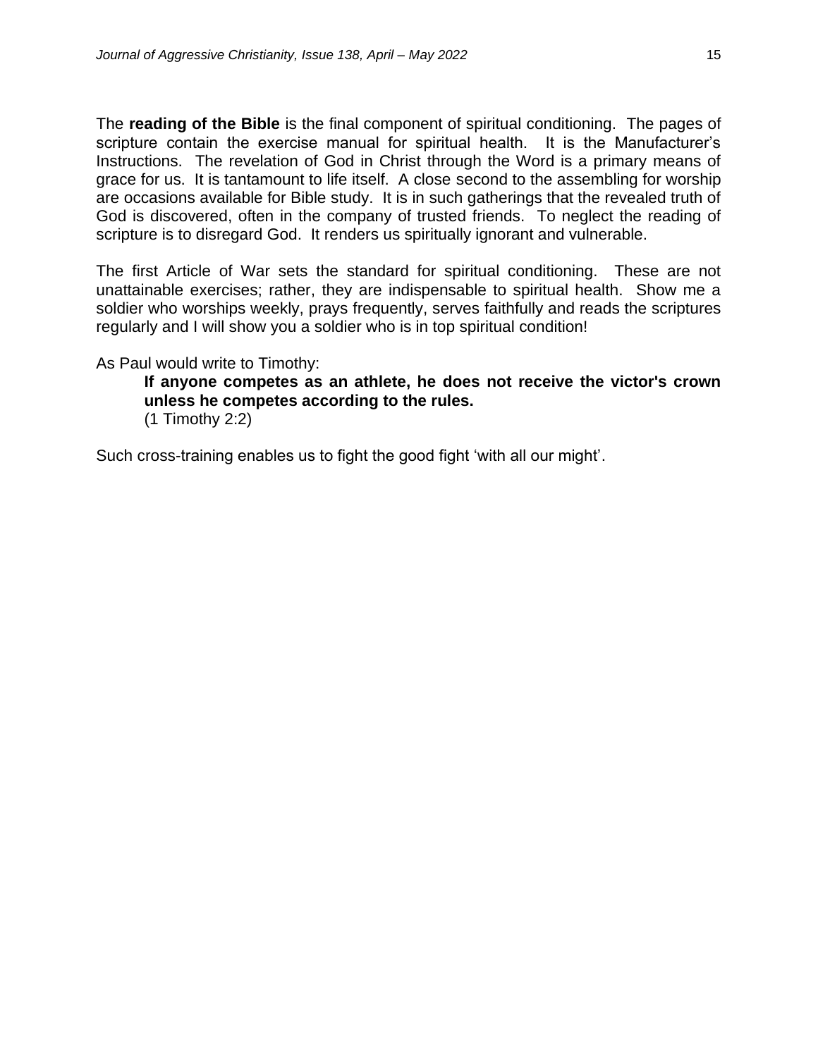The **reading of the Bible** is the final component of spiritual conditioning. The pages of scripture contain the exercise manual for spiritual health. It is the Manufacturer's Instructions. The revelation of God in Christ through the Word is a primary means of grace for us. It is tantamount to life itself. A close second to the assembling for worship are occasions available for Bible study. It is in such gatherings that the revealed truth of God is discovered, often in the company of trusted friends. To neglect the reading of scripture is to disregard God. It renders us spiritually ignorant and vulnerable.

The first Article of War sets the standard for spiritual conditioning. These are not unattainable exercises; rather, they are indispensable to spiritual health. Show me a soldier who worships weekly, prays frequently, serves faithfully and reads the scriptures regularly and I will show you a soldier who is in top spiritual condition!

As Paul would write to Timothy:

> **If anyone competes as an athlete, he does not receive the victor's crown unless he competes according to the rules.**
> (1 Timothy 2:2)

Such cross-training enables us to fight the good fight 'with all our might'.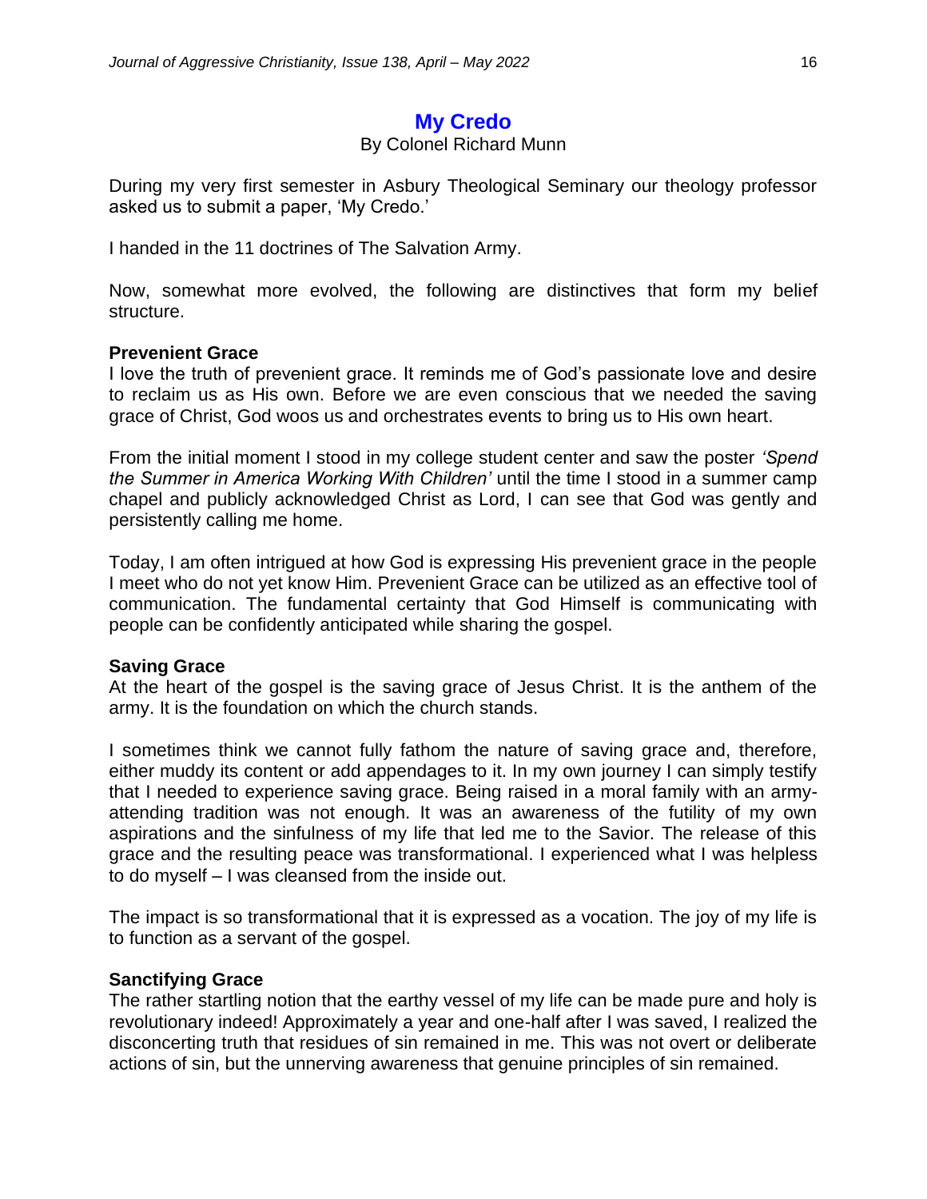# My Credo

By Colonel Richard Munn

During my very first semester in Asbury Theological Seminary our theology professor asked us to submit a paper, 'My Credo.'

I handed in the 11 doctrines of The Salvation Army.

Now, somewhat more evolved, the following are distinctives that form my belief structure.

**Prevenient Grace**

I love the truth of prevenient grace. It reminds me of God's passionate love and desire to reclaim us as His own. Before we are even conscious that we needed the saving grace of Christ, God woos us and orchestrates events to bring us to His own heart.

From the initial moment I stood in my college student center and saw the poster *'Spend the Summer in America Working With Children'* until the time I stood in a summer camp chapel and publicly acknowledged Christ as Lord, I can see that God was gently and persistently calling me home.

Today, I am often intrigued at how God is expressing His prevenient grace in the people I meet who do not yet know Him. Prevenient Grace can be utilized as an effective tool of communication. The fundamental certainty that God Himself is communicating with people can be confidently anticipated while sharing the gospel.

**Saving Grace**

At the heart of the gospel is the saving grace of Jesus Christ. It is the anthem of the army. It is the foundation on which the church stands.

I sometimes think we cannot fully fathom the nature of saving grace and, therefore, either muddy its content or add appendages to it. In my own journey I can simply testify that I needed to experience saving grace. Being raised in a moral family with an army-attending tradition was not enough. It was an awareness of the futility of my own aspirations and the sinfulness of my life that led me to the Savior. The release of this grace and the resulting peace was transformational. I experienced what I was helpless to do myself – I was cleansed from the inside out.

The impact is so transformational that it is expressed as a vocation. The joy of my life is to function as a servant of the gospel.

**Sanctifying Grace**

The rather startling notion that the earthy vessel of my life can be made pure and holy is revolutionary indeed! Approximately a year and one-half after I was saved, I realized the disconcerting truth that residues of sin remained in me. This was not overt or deliberate actions of sin, but the unnerving awareness that genuine principles of sin remained.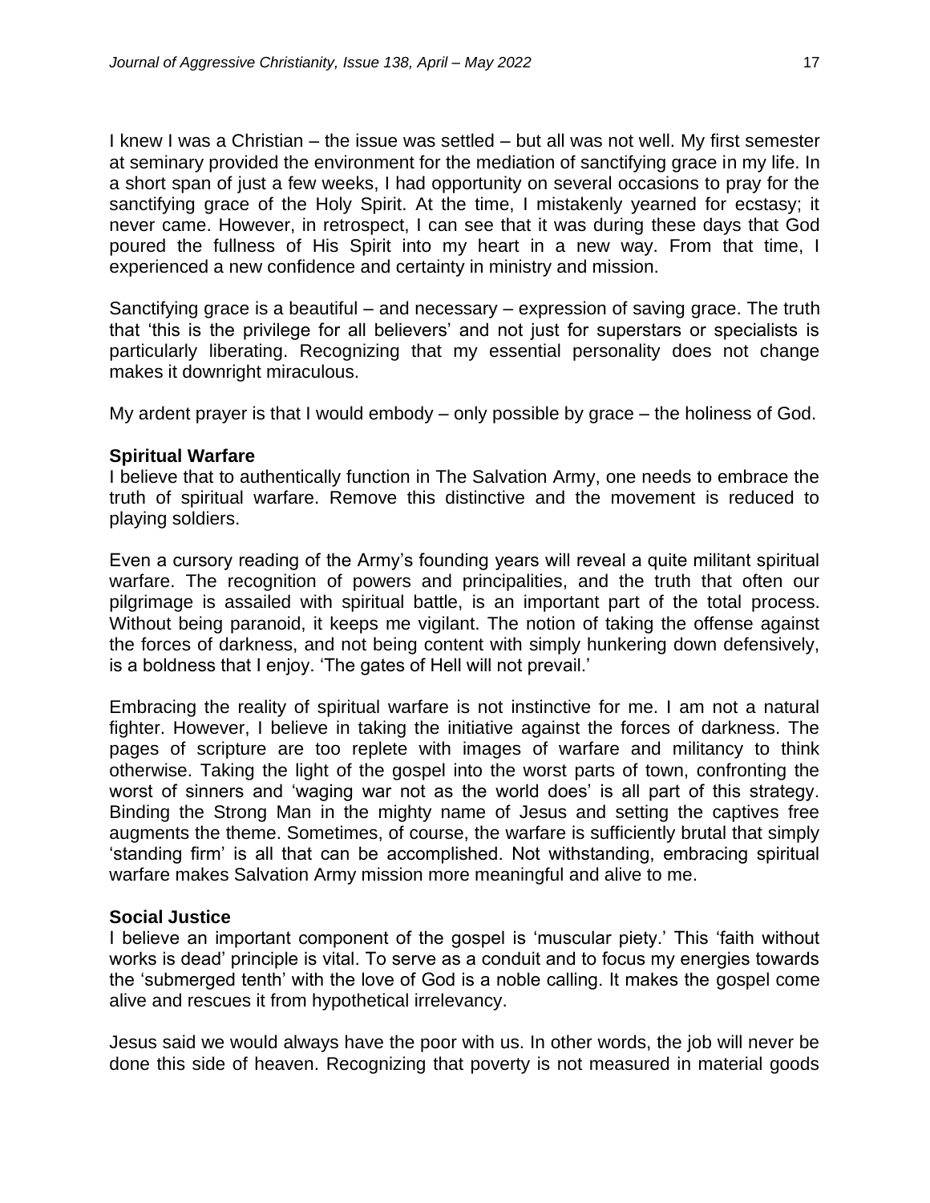I knew I was a Christian – the issue was settled – but all was not well. My first semester at seminary provided the environment for the mediation of sanctifying grace in my life. In a short span of just a few weeks, I had opportunity on several occasions to pray for the sanctifying grace of the Holy Spirit. At the time, I mistakenly yearned for ecstasy; it never came. However, in retrospect, I can see that it was during these days that God poured the fullness of His Spirit into my heart in a new way. From that time, I experienced a new confidence and certainty in ministry and mission.

Sanctifying grace is a beautiful – and necessary – expression of saving grace. The truth that 'this is the privilege for all believers' and not just for superstars or specialists is particularly liberating. Recognizing that my essential personality does not change makes it downright miraculous.

My ardent prayer is that I would embody – only possible by grace – the holiness of God.

**Spiritual Warfare**

I believe that to authentically function in The Salvation Army, one needs to embrace the truth of spiritual warfare. Remove this distinctive and the movement is reduced to playing soldiers.

Even a cursory reading of the Army's founding years will reveal a quite militant spiritual warfare. The recognition of powers and principalities, and the truth that often our pilgrimage is assailed with spiritual battle, is an important part of the total process. Without being paranoid, it keeps me vigilant. The notion of taking the offense against the forces of darkness, and not being content with simply hunkering down defensively, is a boldness that I enjoy. 'The gates of Hell will not prevail.'

Embracing the reality of spiritual warfare is not instinctive for me. I am not a natural fighter. However, I believe in taking the initiative against the forces of darkness. The pages of scripture are too replete with images of warfare and militancy to think otherwise. Taking the light of the gospel into the worst parts of town, confronting the worst of sinners and 'waging war not as the world does' is all part of this strategy. Binding the Strong Man in the mighty name of Jesus and setting the captives free augments the theme. Sometimes, of course, the warfare is sufficiently brutal that simply 'standing firm' is all that can be accomplished. Not withstanding, embracing spiritual warfare makes Salvation Army mission more meaningful and alive to me.

**Social Justice**

I believe an important component of the gospel is 'muscular piety.' This 'faith without works is dead' principle is vital. To serve as a conduit and to focus my energies towards the 'submerged tenth' with the love of God is a noble calling. It makes the gospel come alive and rescues it from hypothetical irrelevancy.

Jesus said we would always have the poor with us. In other words, the job will never be done this side of heaven. Recognizing that poverty is not measured in material goods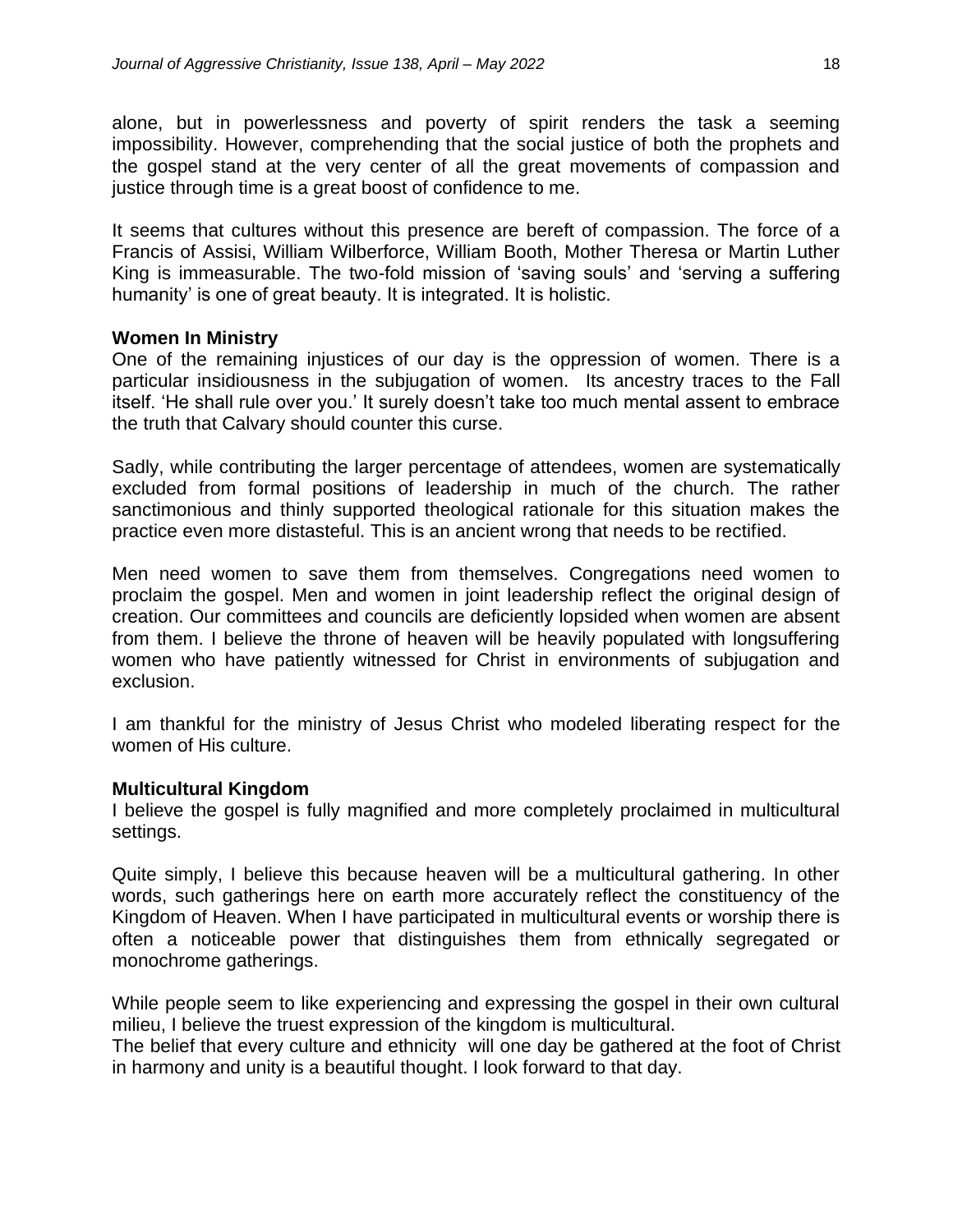alone, but in powerlessness and poverty of spirit renders the task a seeming impossibility. However, comprehending that the social justice of both the prophets and the gospel stand at the very center of all the great movements of compassion and justice through time is a great boost of confidence to me.

It seems that cultures without this presence are bereft of compassion. The force of a Francis of Assisi, William Wilberforce, William Booth, Mother Theresa or Martin Luther King is immeasurable. The two-fold mission of 'saving souls' and 'serving a suffering humanity' is one of great beauty. It is integrated. It is holistic.

**Women In Ministry**

One of the remaining injustices of our day is the oppression of women. There is a particular insidiousness in the subjugation of women. Its ancestry traces to the Fall itself. 'He shall rule over you.' It surely doesn't take too much mental assent to embrace the truth that Calvary should counter this curse.

Sadly, while contributing the larger percentage of attendees, women are systematically excluded from formal positions of leadership in much of the church. The rather sanctimonious and thinly supported theological rationale for this situation makes the practice even more distasteful. This is an ancient wrong that needs to be rectified.

Men need women to save them from themselves. Congregations need women to proclaim the gospel. Men and women in joint leadership reflect the original design of creation. Our committees and councils are deficiently lopsided when women are absent from them. I believe the throne of heaven will be heavily populated with longsuffering women who have patiently witnessed for Christ in environments of subjugation and exclusion.

I am thankful for the ministry of Jesus Christ who modeled liberating respect for the women of His culture.

**Multicultural Kingdom**

I believe the gospel is fully magnified and more completely proclaimed in multicultural settings.

Quite simply, I believe this because heaven will be a multicultural gathering. In other words, such gatherings here on earth more accurately reflect the constituency of the Kingdom of Heaven. When I have participated in multicultural events or worship there is often a noticeable power that distinguishes them from ethnically segregated or monochrome gatherings.

While people seem to like experiencing and expressing the gospel in their own cultural milieu, I believe the truest expression of the kingdom is multicultural.
The belief that every culture and ethnicity will one day be gathered at the foot of Christ in harmony and unity is a beautiful thought. I look forward to that day.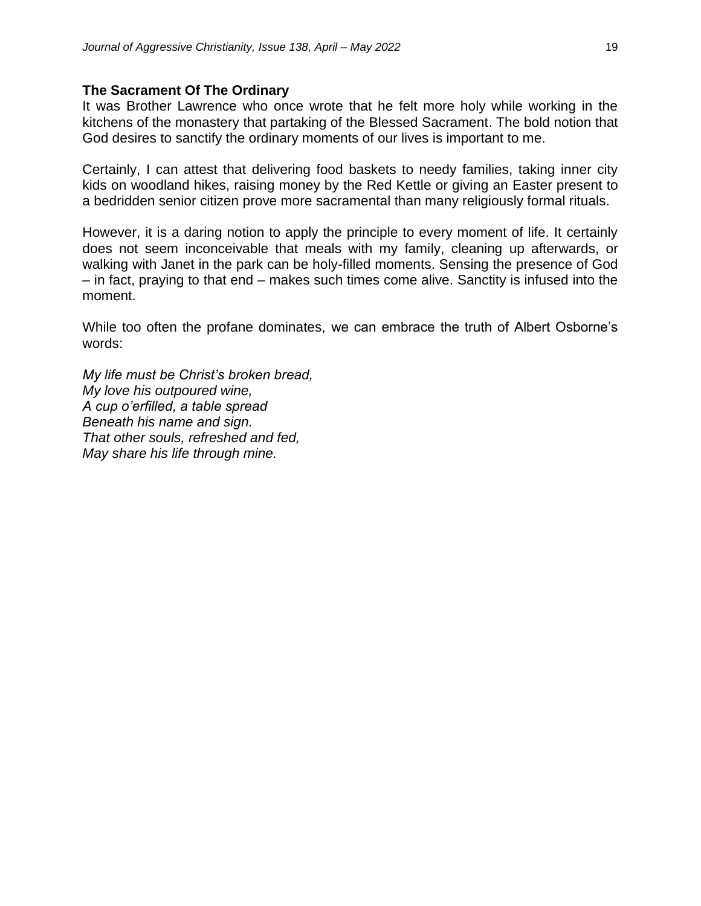## The Sacrament Of The Ordinary

It was Brother Lawrence who once wrote that he felt more holy while working in the kitchens of the monastery that partaking of the Blessed Sacrament. The bold notion that God desires to sanctify the ordinary moments of our lives is important to me.

Certainly, I can attest that delivering food baskets to needy families, taking inner city kids on woodland hikes, raising money by the Red Kettle or giving an Easter present to a bedridden senior citizen prove more sacramental than many religiously formal rituals.

However, it is a daring notion to apply the principle to every moment of life. It certainly does not seem inconceivable that meals with my family, cleaning up afterwards, or walking with Janet in the park can be holy-filled moments. Sensing the presence of God – in fact, praying to that end – makes such times come alive. Sanctity is infused into the moment.

While too often the profane dominates, we can embrace the truth of Albert Osborne's words:

*My life must be Christ's broken bread,*
*My love his outpoured wine,*
*A cup o'erfilled, a table spread*
*Beneath his name and sign.*
*That other souls, refreshed and fed,*
*May share his life through mine.*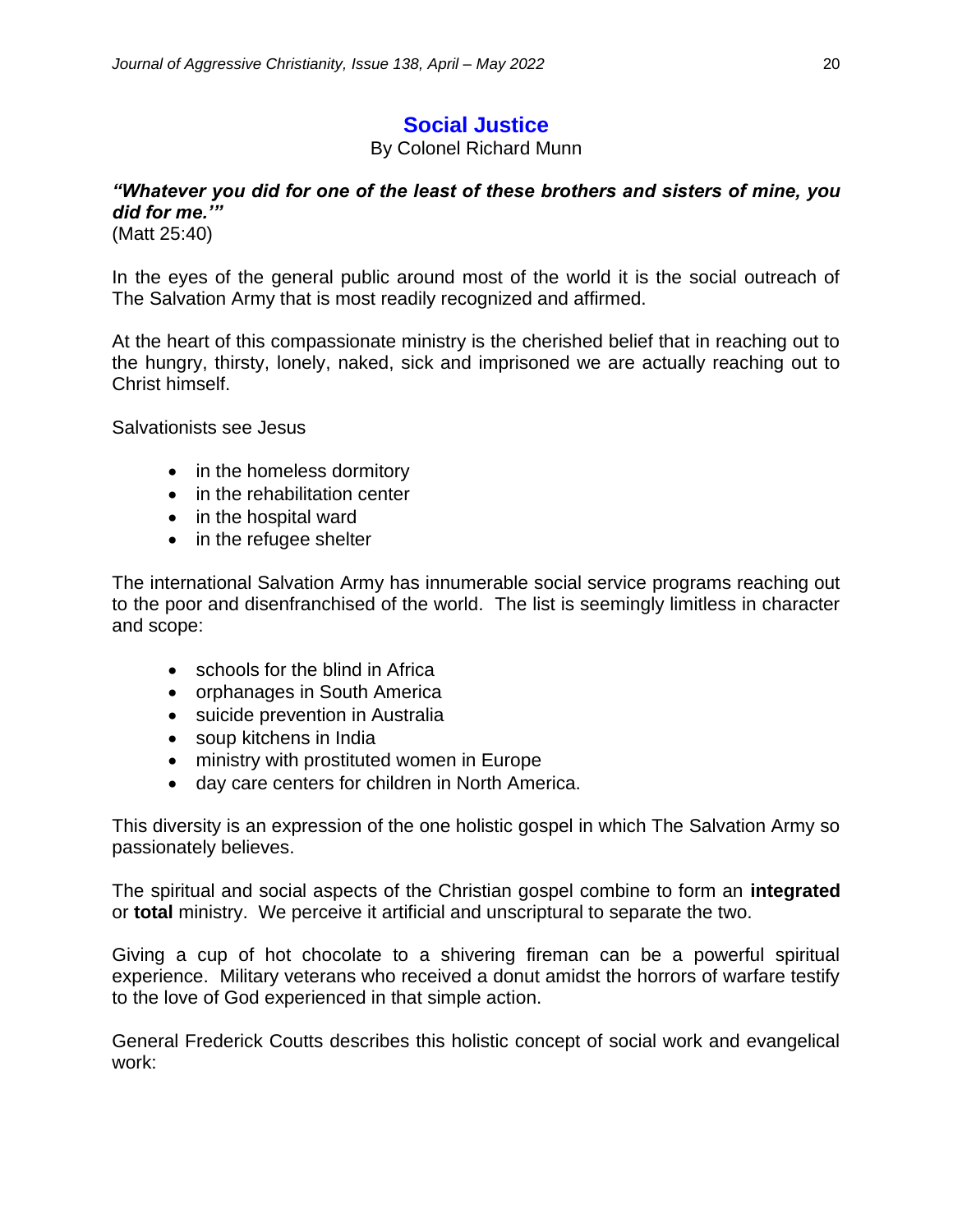## Social Justice

By Colonel Richard Munn

***"Whatever you did for one of the least of these brothers and sisters of mine, you did for me.'"***
(Matt 25:40)

In the eyes of the general public around most of the world it is the social outreach of The Salvation Army that is most readily recognized and affirmed.

At the heart of this compassionate ministry is the cherished belief that in reaching out to the hungry, thirsty, lonely, naked, sick and imprisoned we are actually reaching out to Christ himself.

Salvationists see Jesus

- in the homeless dormitory
- in the rehabilitation center
- in the hospital ward
- in the refugee shelter

The international Salvation Army has innumerable social service programs reaching out to the poor and disenfranchised of the world. The list is seemingly limitless in character and scope:

- schools for the blind in Africa
- orphanages in South America
- suicide prevention in Australia
- soup kitchens in India
- ministry with prostituted women in Europe
- day care centers for children in North America.

This diversity is an expression of the one holistic gospel in which The Salvation Army so passionately believes.

The spiritual and social aspects of the Christian gospel combine to form an **integrated** or **total** ministry. We perceive it artificial and unscriptural to separate the two.

Giving a cup of hot chocolate to a shivering fireman can be a powerful spiritual experience. Military veterans who received a donut amidst the horrors of warfare testify to the love of God experienced in that simple action.

General Frederick Coutts describes this holistic concept of social work and evangelical work: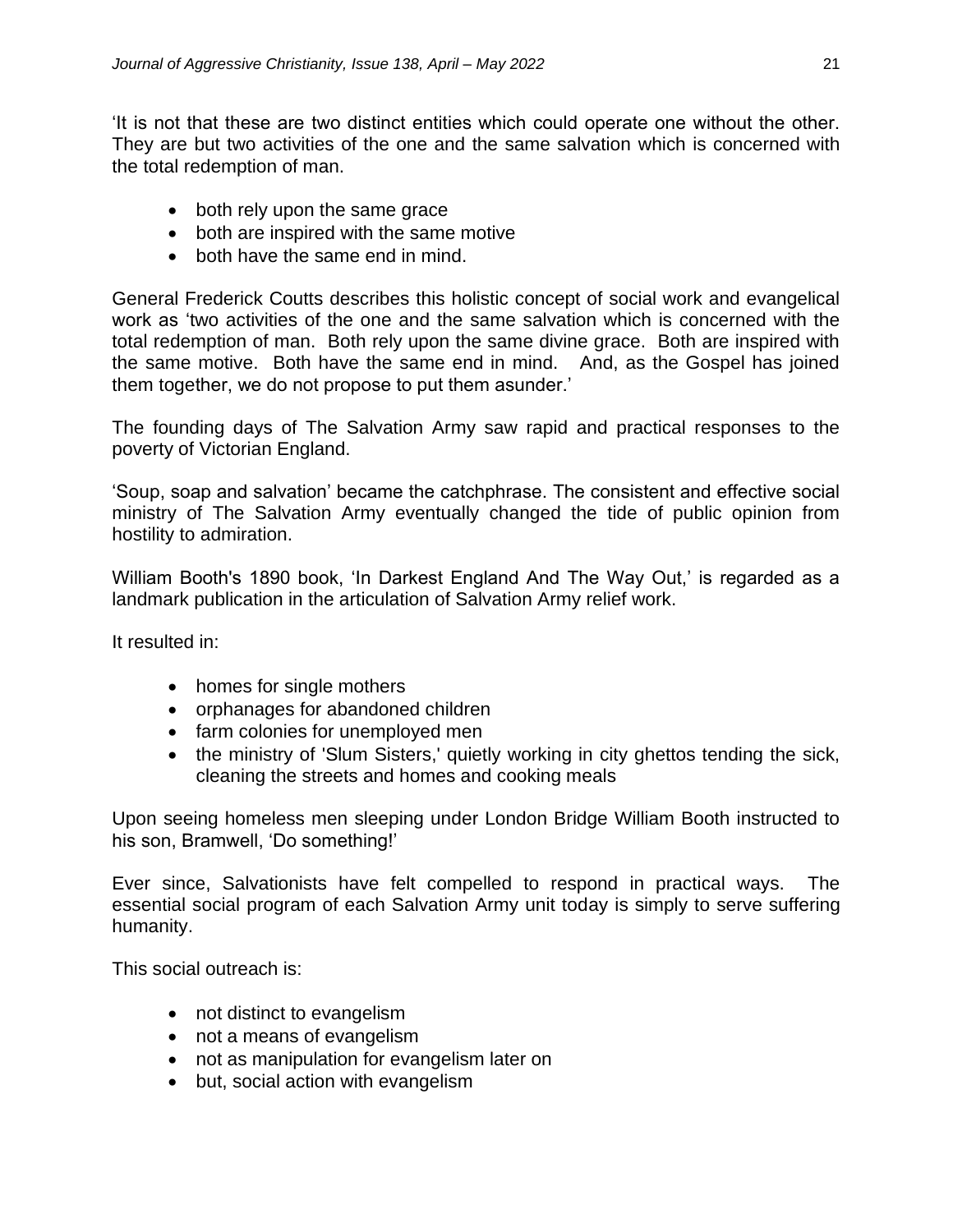‘It is not that these are two distinct entities which could operate one without the other. They are but two activities of the one and the same salvation which is concerned with the total redemption of man.

- both rely upon the same grace
- both are inspired with the same motive
- both have the same end in mind.

General Frederick Coutts describes this holistic concept of social work and evangelical work as ‘two activities of the one and the same salvation which is concerned with the total redemption of man. Both rely upon the same divine grace. Both are inspired with the same motive. Both have the same end in mind. And, as the Gospel has joined them together, we do not propose to put them asunder.’

The founding days of The Salvation Army saw rapid and practical responses to the poverty of Victorian England.

‘Soup, soap and salvation’ became the catchphrase. The consistent and effective social ministry of The Salvation Army eventually changed the tide of public opinion from hostility to admiration.

William Booth's 1890 book, ‘In Darkest England And The Way Out,’ is regarded as a landmark publication in the articulation of Salvation Army relief work.

It resulted in:

- homes for single mothers
- orphanages for abandoned children
- farm colonies for unemployed men
- the ministry of 'Slum Sisters,' quietly working in city ghettos tending the sick, cleaning the streets and homes and cooking meals

Upon seeing homeless men sleeping under London Bridge William Booth instructed to his son, Bramwell, ‘Do something!’

Ever since, Salvationists have felt compelled to respond in practical ways. The essential social program of each Salvation Army unit today is simply to serve suffering humanity.

This social outreach is:

- not distinct to evangelism
- not a means of evangelism
- not as manipulation for evangelism later on
- but, social action with evangelism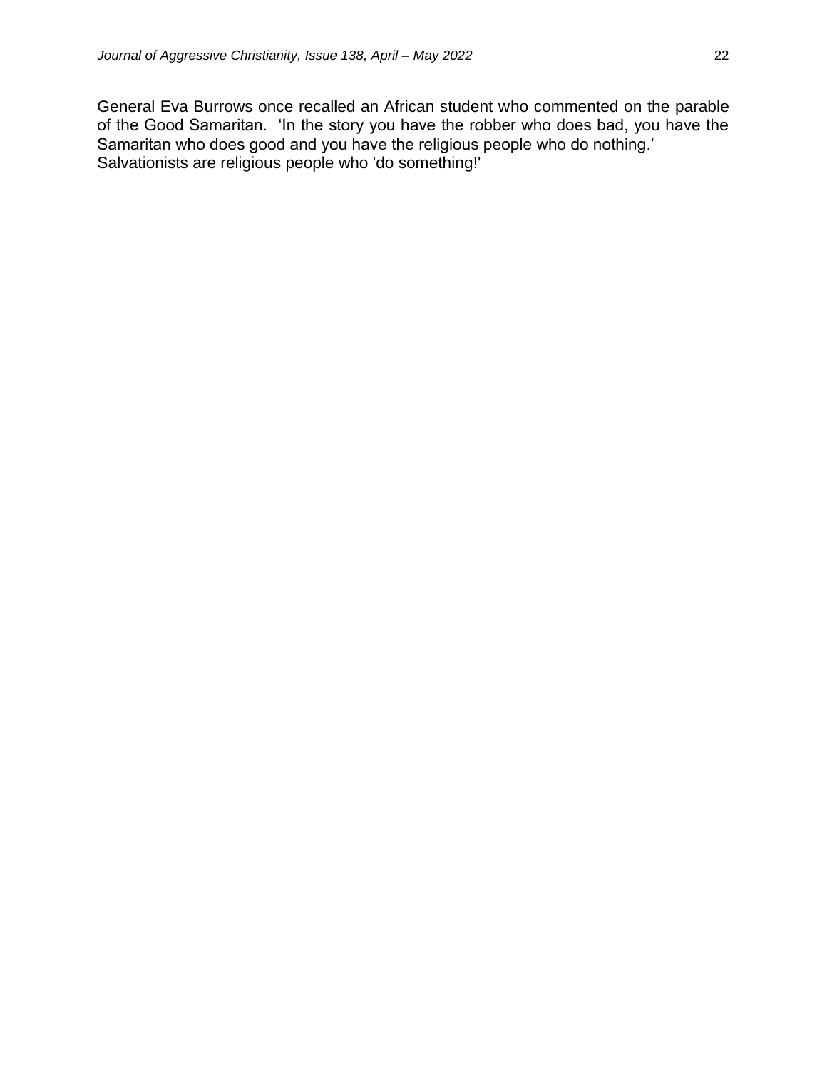General Eva Burrows once recalled an African student who commented on the parable of the Good Samaritan. 'In the story you have the robber who does bad, you have the Samaritan who does good and you have the religious people who do nothing.' Salvationists are religious people who 'do something!'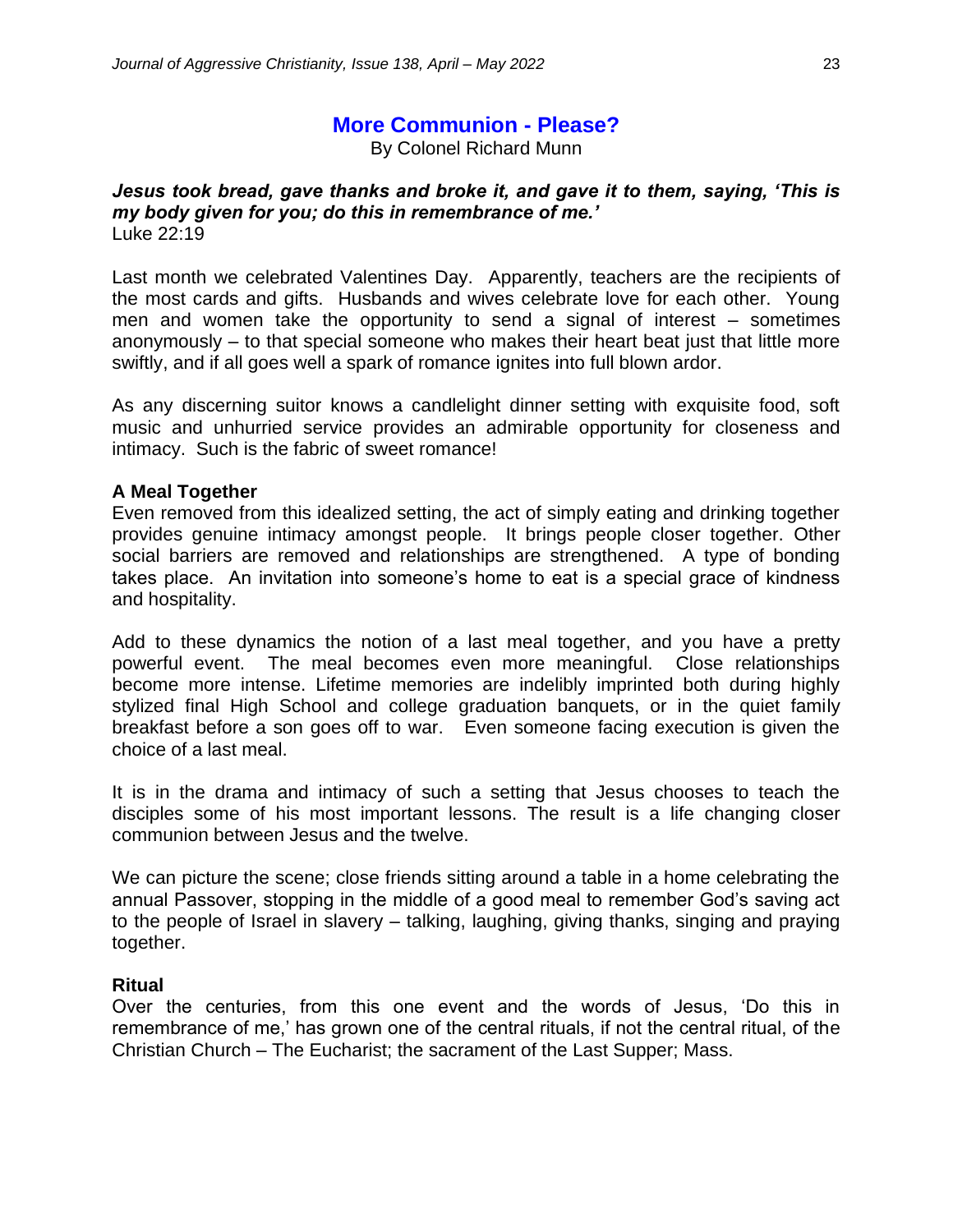# More Communion - Please?

By Colonel Richard Munn

***Jesus took bread, gave thanks and broke it, and gave it to them, saying, 'This is my body given for you; do this in remembrance of me.'***
Luke 22:19

Last month we celebrated Valentines Day. Apparently, teachers are the recipients of the most cards and gifts. Husbands and wives celebrate love for each other. Young men and women take the opportunity to send a signal of interest – sometimes anonymously – to that special someone who makes their heart beat just that little more swiftly, and if all goes well a spark of romance ignites into full blown ardor.

As any discerning suitor knows a candlelight dinner setting with exquisite food, soft music and unhurried service provides an admirable opportunity for closeness and intimacy. Such is the fabric of sweet romance!

**A Meal Together**

Even removed from this idealized setting, the act of simply eating and drinking together provides genuine intimacy amongst people. It brings people closer together. Other social barriers are removed and relationships are strengthened. A type of bonding takes place. An invitation into someone's home to eat is a special grace of kindness and hospitality.

Add to these dynamics the notion of a last meal together, and you have a pretty powerful event. The meal becomes even more meaningful. Close relationships become more intense. Lifetime memories are indelibly imprinted both during highly stylized final High School and college graduation banquets, or in the quiet family breakfast before a son goes off to war. Even someone facing execution is given the choice of a last meal.

It is in the drama and intimacy of such a setting that Jesus chooses to teach the disciples some of his most important lessons. The result is a life changing closer communion between Jesus and the twelve.

We can picture the scene; close friends sitting around a table in a home celebrating the annual Passover, stopping in the middle of a good meal to remember God's saving act to the people of Israel in slavery – talking, laughing, giving thanks, singing and praying together.

**Ritual**

Over the centuries, from this one event and the words of Jesus, 'Do this in remembrance of me,' has grown one of the central rituals, if not the central ritual, of the Christian Church – The Eucharist; the sacrament of the Last Supper; Mass.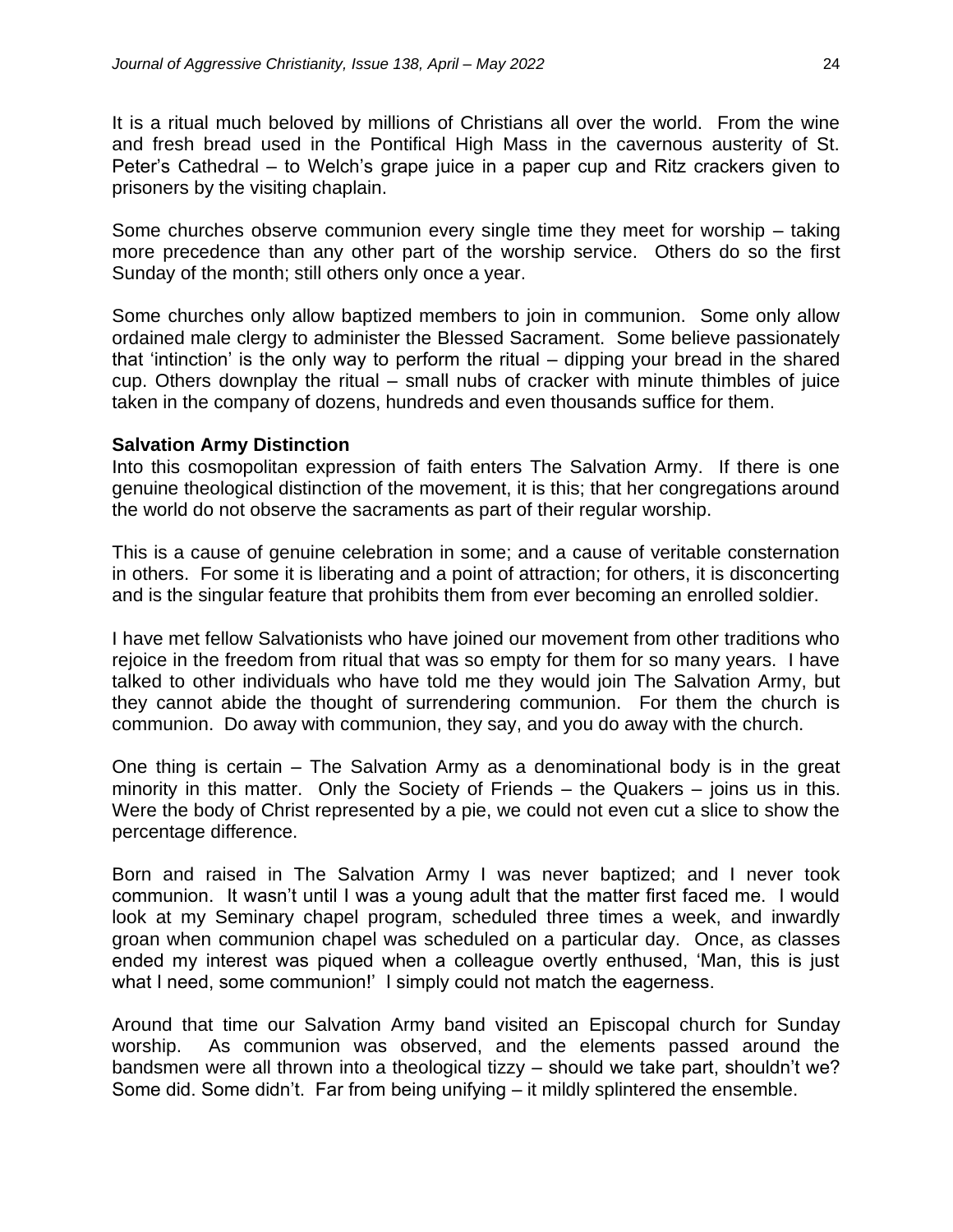It is a ritual much beloved by millions of Christians all over the world. From the wine and fresh bread used in the Pontifical High Mass in the cavernous austerity of St. Peter's Cathedral – to Welch's grape juice in a paper cup and Ritz crackers given to prisoners by the visiting chaplain.

Some churches observe communion every single time they meet for worship – taking more precedence than any other part of the worship service. Others do so the first Sunday of the month; still others only once a year.

Some churches only allow baptized members to join in communion. Some only allow ordained male clergy to administer the Blessed Sacrament. Some believe passionately that 'intinction' is the only way to perform the ritual – dipping your bread in the shared cup. Others downplay the ritual – small nubs of cracker with minute thimbles of juice taken in the company of dozens, hundreds and even thousands suffice for them.

**Salvation Army Distinction**

Into this cosmopolitan expression of faith enters The Salvation Army. If there is one genuine theological distinction of the movement, it is this; that her congregations around the world do not observe the sacraments as part of their regular worship.

This is a cause of genuine celebration in some; and a cause of veritable consternation in others. For some it is liberating and a point of attraction; for others, it is disconcerting and is the singular feature that prohibits them from ever becoming an enrolled soldier.

I have met fellow Salvationists who have joined our movement from other traditions who rejoice in the freedom from ritual that was so empty for them for so many years. I have talked to other individuals who have told me they would join The Salvation Army, but they cannot abide the thought of surrendering communion. For them the church is communion. Do away with communion, they say, and you do away with the church.

One thing is certain – The Salvation Army as a denominational body is in the great minority in this matter. Only the Society of Friends – the Quakers – joins us in this. Were the body of Christ represented by a pie, we could not even cut a slice to show the percentage difference.

Born and raised in The Salvation Army I was never baptized; and I never took communion. It wasn't until I was a young adult that the matter first faced me. I would look at my Seminary chapel program, scheduled three times a week, and inwardly groan when communion chapel was scheduled on a particular day. Once, as classes ended my interest was piqued when a colleague overtly enthused, 'Man, this is just what I need, some communion!' I simply could not match the eagerness.

Around that time our Salvation Army band visited an Episcopal church for Sunday worship. As communion was observed, and the elements passed around the bandsmen were all thrown into a theological tizzy – should we take part, shouldn't we? Some did. Some didn't. Far from being unifying – it mildly splintered the ensemble.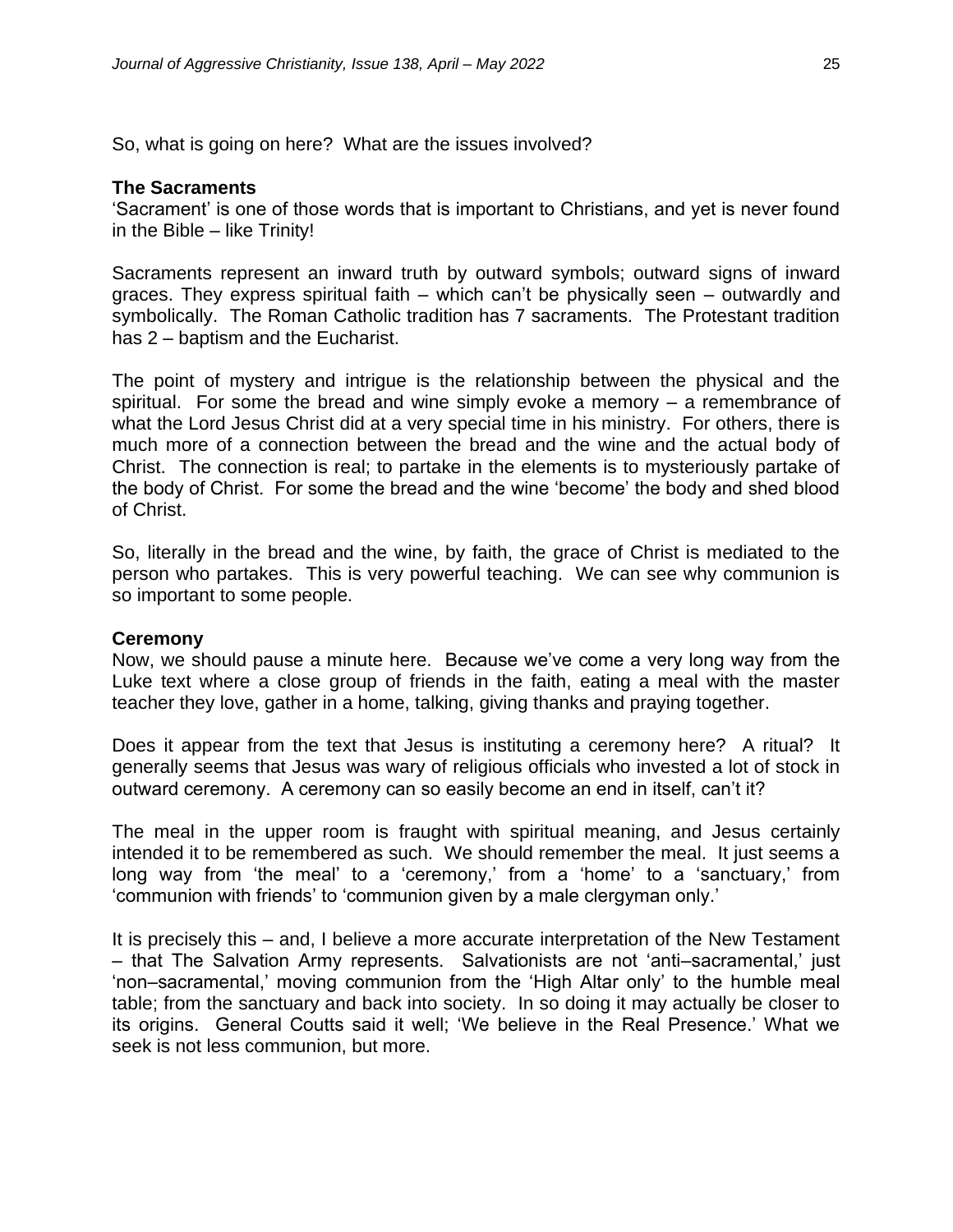So, what is going on here? What are the issues involved?

**The Sacraments**

'Sacrament' is one of those words that is important to Christians, and yet is never found in the Bible – like Trinity!

Sacraments represent an inward truth by outward symbols; outward signs of inward graces. They express spiritual faith – which can't be physically seen – outwardly and symbolically. The Roman Catholic tradition has 7 sacraments. The Protestant tradition has 2 – baptism and the Eucharist.

The point of mystery and intrigue is the relationship between the physical and the spiritual. For some the bread and wine simply evoke a memory – a remembrance of what the Lord Jesus Christ did at a very special time in his ministry. For others, there is much more of a connection between the bread and the wine and the actual body of Christ. The connection is real; to partake in the elements is to mysteriously partake of the body of Christ. For some the bread and the wine 'become' the body and shed blood of Christ.

So, literally in the bread and the wine, by faith, the grace of Christ is mediated to the person who partakes. This is very powerful teaching. We can see why communion is so important to some people.

**Ceremony**

Now, we should pause a minute here. Because we've come a very long way from the Luke text where a close group of friends in the faith, eating a meal with the master teacher they love, gather in a home, talking, giving thanks and praying together.

Does it appear from the text that Jesus is instituting a ceremony here? A ritual? It generally seems that Jesus was wary of religious officials who invested a lot of stock in outward ceremony. A ceremony can so easily become an end in itself, can't it?

The meal in the upper room is fraught with spiritual meaning, and Jesus certainly intended it to be remembered as such. We should remember the meal. It just seems a long way from 'the meal' to a 'ceremony,' from a 'home' to a 'sanctuary,' from 'communion with friends' to 'communion given by a male clergyman only.'

It is precisely this – and, I believe a more accurate interpretation of the New Testament – that The Salvation Army represents. Salvationists are not 'anti–sacramental,' just 'non–sacramental,' moving communion from the 'High Altar only' to the humble meal table; from the sanctuary and back into society. In so doing it may actually be closer to its origins. General Coutts said it well; 'We believe in the Real Presence.' What we seek is not less communion, but more.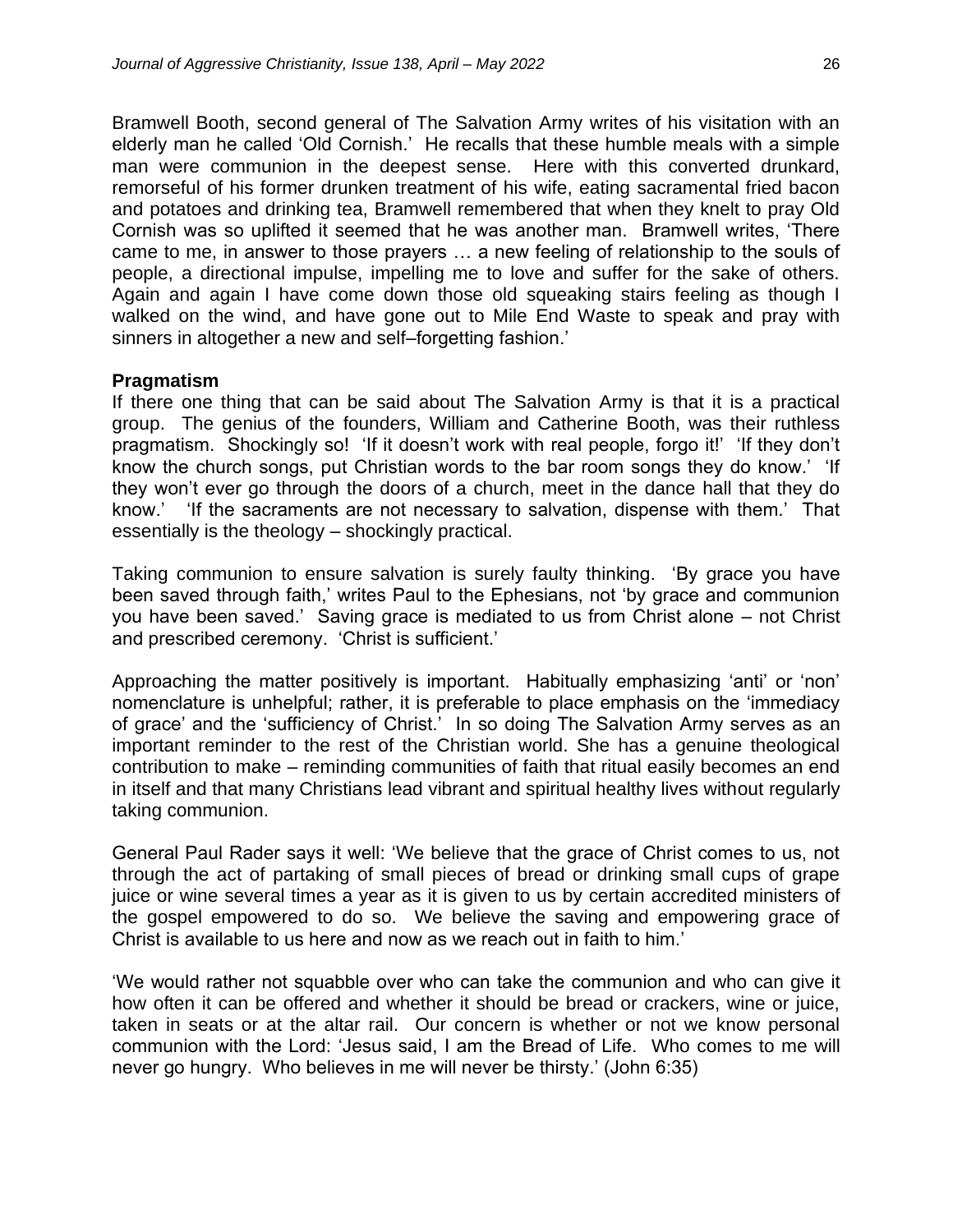Bramwell Booth, second general of The Salvation Army writes of his visitation with an elderly man he called 'Old Cornish.' He recalls that these humble meals with a simple man were communion in the deepest sense. Here with this converted drunkard, remorseful of his former drunken treatment of his wife, eating sacramental fried bacon and potatoes and drinking tea, Bramwell remembered that when they knelt to pray Old Cornish was so uplifted it seemed that he was another man. Bramwell writes, 'There came to me, in answer to those prayers … a new feeling of relationship to the souls of people, a directional impulse, impelling me to love and suffer for the sake of others. Again and again I have come down those old squeaking stairs feeling as though I walked on the wind, and have gone out to Mile End Waste to speak and pray with sinners in altogether a new and self–forgetting fashion.'

**Pragmatism**

If there one thing that can be said about The Salvation Army is that it is a practical group. The genius of the founders, William and Catherine Booth, was their ruthless pragmatism. Shockingly so! 'If it doesn't work with real people, forgo it!' 'If they don't know the church songs, put Christian words to the bar room songs they do know.' 'If they won't ever go through the doors of a church, meet in the dance hall that they do know.' 'If the sacraments are not necessary to salvation, dispense with them.' That essentially is the theology – shockingly practical.

Taking communion to ensure salvation is surely faulty thinking. 'By grace you have been saved through faith,' writes Paul to the Ephesians, not 'by grace and communion you have been saved.' Saving grace is mediated to us from Christ alone – not Christ and prescribed ceremony. 'Christ is sufficient.'

Approaching the matter positively is important. Habitually emphasizing 'anti' or 'non' nomenclature is unhelpful; rather, it is preferable to place emphasis on the 'immediacy of grace' and the 'sufficiency of Christ.' In so doing The Salvation Army serves as an important reminder to the rest of the Christian world. She has a genuine theological contribution to make – reminding communities of faith that ritual easily becomes an end in itself and that many Christians lead vibrant and spiritual healthy lives without regularly taking communion.

General Paul Rader says it well: 'We believe that the grace of Christ comes to us, not through the act of partaking of small pieces of bread or drinking small cups of grape juice or wine several times a year as it is given to us by certain accredited ministers of the gospel empowered to do so. We believe the saving and empowering grace of Christ is available to us here and now as we reach out in faith to him.'

'We would rather not squabble over who can take the communion and who can give it how often it can be offered and whether it should be bread or crackers, wine or juice, taken in seats or at the altar rail. Our concern is whether or not we know personal communion with the Lord: 'Jesus said, I am the Bread of Life. Who comes to me will never go hungry. Who believes in me will never be thirsty.' (John 6:35)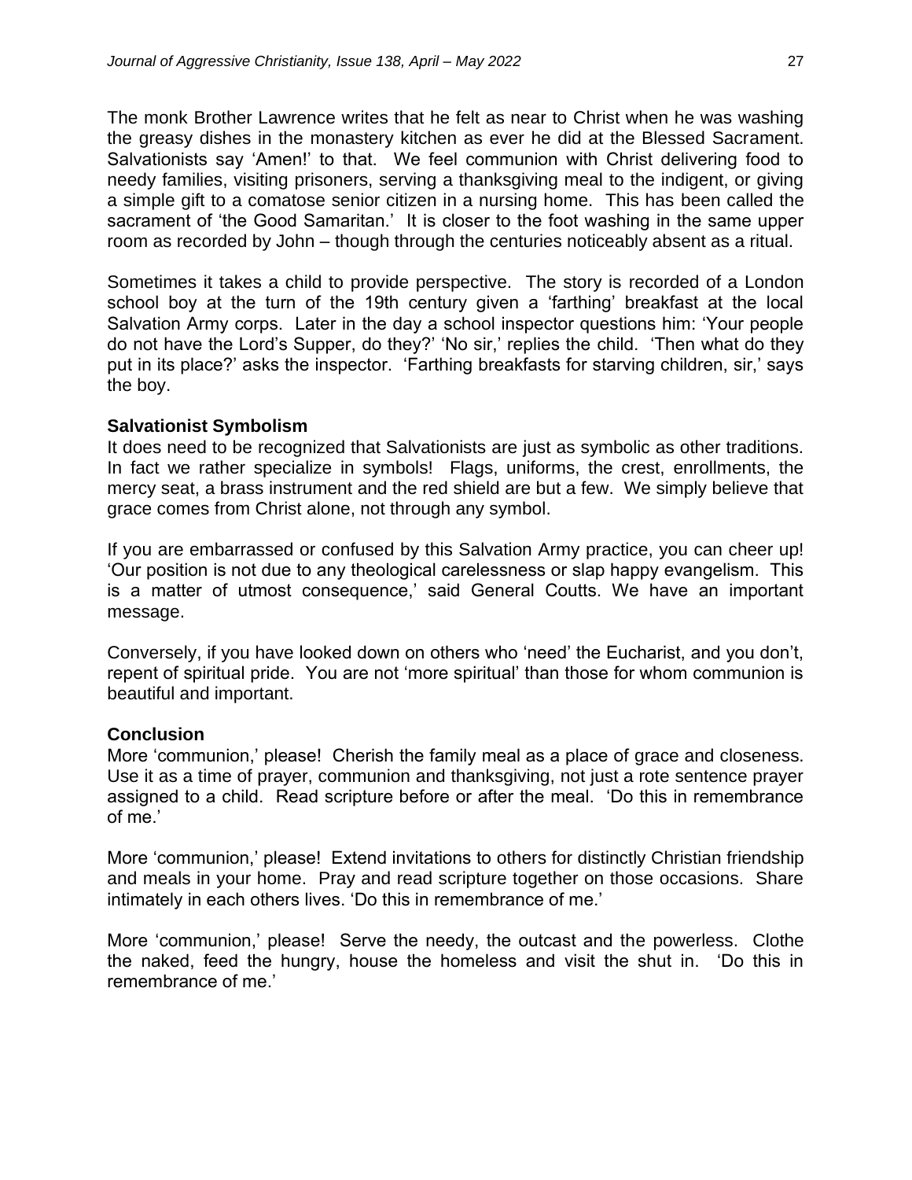The monk Brother Lawrence writes that he felt as near to Christ when he was washing the greasy dishes in the monastery kitchen as ever he did at the Blessed Sacrament. Salvationists say 'Amen!' to that. We feel communion with Christ delivering food to needy families, visiting prisoners, serving a thanksgiving meal to the indigent, or giving a simple gift to a comatose senior citizen in a nursing home. This has been called the sacrament of 'the Good Samaritan.' It is closer to the foot washing in the same upper room as recorded by John – though through the centuries noticeably absent as a ritual.

Sometimes it takes a child to provide perspective. The story is recorded of a London school boy at the turn of the 19th century given a 'farthing' breakfast at the local Salvation Army corps. Later in the day a school inspector questions him: 'Your people do not have the Lord's Supper, do they?' 'No sir,' replies the child. 'Then what do they put in its place?' asks the inspector. 'Farthing breakfasts for starving children, sir,' says the boy.

### Salvationist Symbolism

It does need to be recognized that Salvationists are just as symbolic as other traditions. In fact we rather specialize in symbols! Flags, uniforms, the crest, enrollments, the mercy seat, a brass instrument and the red shield are but a few. We simply believe that grace comes from Christ alone, not through any symbol.

If you are embarrassed or confused by this Salvation Army practice, you can cheer up! 'Our position is not due to any theological carelessness or slap happy evangelism. This is a matter of utmost consequence,' said General Coutts. We have an important message.

Conversely, if you have looked down on others who 'need' the Eucharist, and you don't, repent of spiritual pride. You are not 'more spiritual' than those for whom communion is beautiful and important.

### Conclusion

More 'communion,' please! Cherish the family meal as a place of grace and closeness. Use it as a time of prayer, communion and thanksgiving, not just a rote sentence prayer assigned to a child. Read scripture before or after the meal. 'Do this in remembrance of me.'

More 'communion,' please! Extend invitations to others for distinctly Christian friendship and meals in your home. Pray and read scripture together on those occasions. Share intimately in each others lives. 'Do this in remembrance of me.'

More 'communion,' please! Serve the needy, the outcast and the powerless. Clothe the naked, feed the hungry, house the homeless and visit the shut in. 'Do this in remembrance of me.'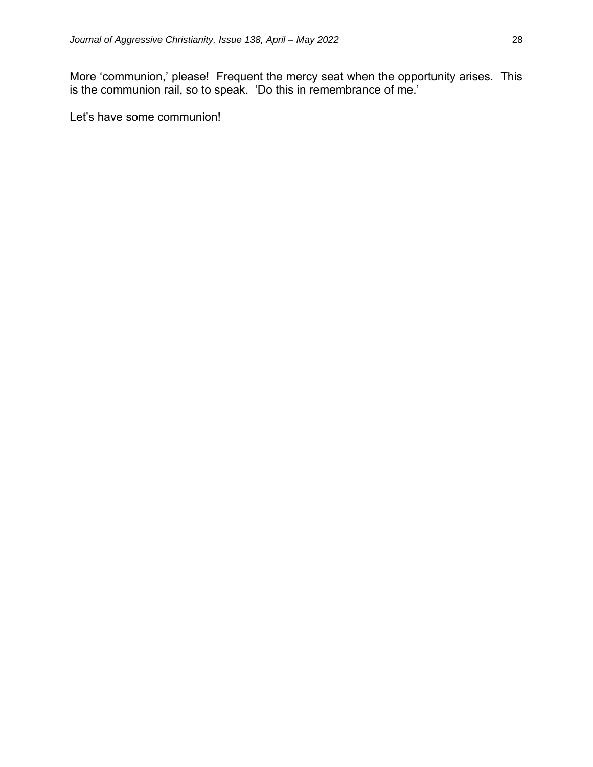More 'communion,' please! Frequent the mercy seat when the opportunity arises. This is the communion rail, so to speak. 'Do this in remembrance of me.'

Let's have some communion!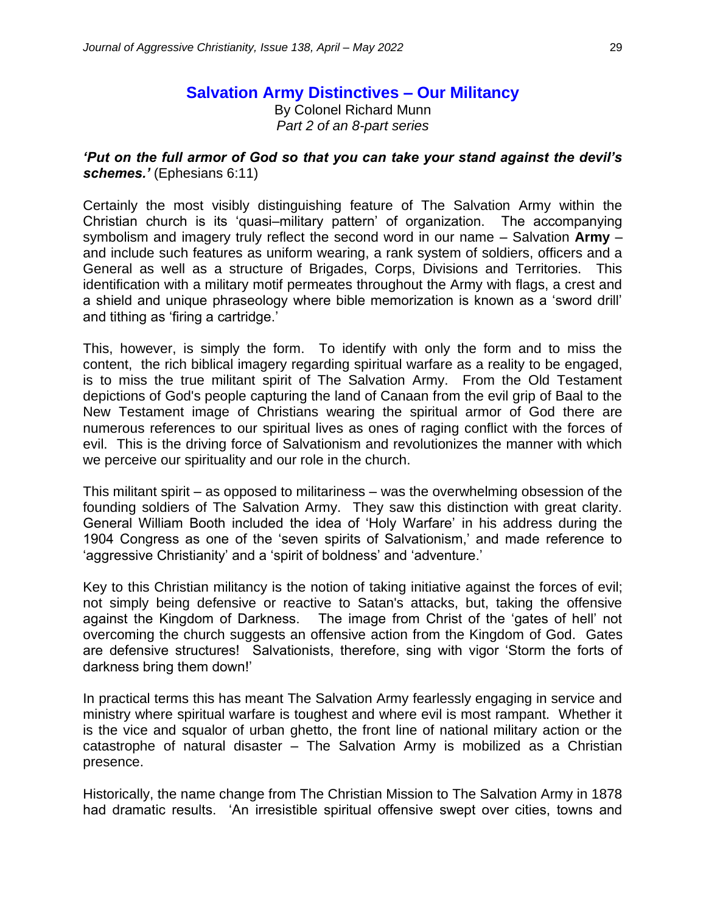## Salvation Army Distinctives – Our Militancy

By Colonel Richard Munn
*Part 2 of an 8-part series*

***'Put on the full armor of God so that you can take your stand against the devil's schemes.'*** (Ephesians 6:11)

Certainly the most visibly distinguishing feature of The Salvation Army within the Christian church is its 'quasi–military pattern' of organization. The accompanying symbolism and imagery truly reflect the second word in our name – Salvation **Army** – and include such features as uniform wearing, a rank system of soldiers, officers and a General as well as a structure of Brigades, Corps, Divisions and Territories. This identification with a military motif permeates throughout the Army with flags, a crest and a shield and unique phraseology where bible memorization is known as a 'sword drill' and tithing as 'firing a cartridge.'

This, however, is simply the form. To identify with only the form and to miss the content, the rich biblical imagery regarding spiritual warfare as a reality to be engaged, is to miss the true militant spirit of The Salvation Army. From the Old Testament depictions of God's people capturing the land of Canaan from the evil grip of Baal to the New Testament image of Christians wearing the spiritual armor of God there are numerous references to our spiritual lives as ones of raging conflict with the forces of evil. This is the driving force of Salvationism and revolutionizes the manner with which we perceive our spirituality and our role in the church.

This militant spirit – as opposed to militariness – was the overwhelming obsession of the founding soldiers of The Salvation Army. They saw this distinction with great clarity. General William Booth included the idea of 'Holy Warfare' in his address during the 1904 Congress as one of the 'seven spirits of Salvationism,' and made reference to 'aggressive Christianity' and a 'spirit of boldness' and 'adventure.'

Key to this Christian militancy is the notion of taking initiative against the forces of evil; not simply being defensive or reactive to Satan's attacks, but, taking the offensive against the Kingdom of Darkness. The image from Christ of the 'gates of hell' not overcoming the church suggests an offensive action from the Kingdom of God. Gates are defensive structures! Salvationists, therefore, sing with vigor 'Storm the forts of darkness bring them down!'

In practical terms this has meant The Salvation Army fearlessly engaging in service and ministry where spiritual warfare is toughest and where evil is most rampant. Whether it is the vice and squalor of urban ghetto, the front line of national military action or the catastrophe of natural disaster – The Salvation Army is mobilized as a Christian presence.

Historically, the name change from The Christian Mission to The Salvation Army in 1878 had dramatic results. 'An irresistible spiritual offensive swept over cities, towns and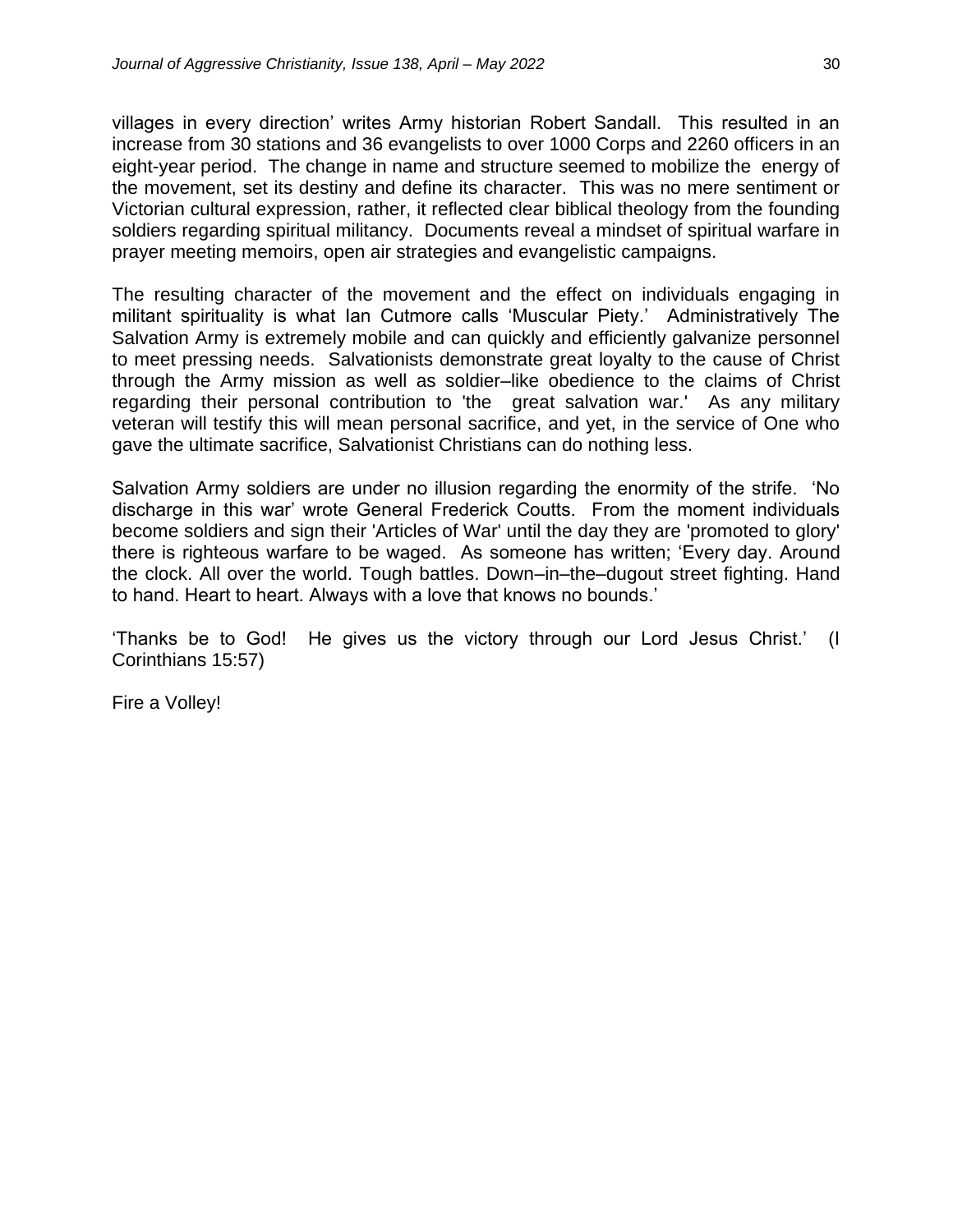villages in every direction' writes Army historian Robert Sandall. This resulted in an increase from 30 stations and 36 evangelists to over 1000 Corps and 2260 officers in an eight-year period. The change in name and structure seemed to mobilize the energy of the movement, set its destiny and define its character. This was no mere sentiment or Victorian cultural expression, rather, it reflected clear biblical theology from the founding soldiers regarding spiritual militancy. Documents reveal a mindset of spiritual warfare in prayer meeting memoirs, open air strategies and evangelistic campaigns.

The resulting character of the movement and the effect on individuals engaging in militant spirituality is what Ian Cutmore calls 'Muscular Piety.' Administratively The Salvation Army is extremely mobile and can quickly and efficiently galvanize personnel to meet pressing needs. Salvationists demonstrate great loyalty to the cause of Christ through the Army mission as well as soldier–like obedience to the claims of Christ regarding their personal contribution to 'the great salvation war.' As any military veteran will testify this will mean personal sacrifice, and yet, in the service of One who gave the ultimate sacrifice, Salvationist Christians can do nothing less.

Salvation Army soldiers are under no illusion regarding the enormity of the strife. 'No discharge in this war' wrote General Frederick Coutts. From the moment individuals become soldiers and sign their 'Articles of War' until the day they are 'promoted to glory' there is righteous warfare to be waged. As someone has written; 'Every day. Around the clock. All over the world. Tough battles. Down–in–the–dugout street fighting. Hand to hand. Heart to heart. Always with a love that knows no bounds.'

'Thanks be to God! He gives us the victory through our Lord Jesus Christ.' (I Corinthians 15:57)

Fire a Volley!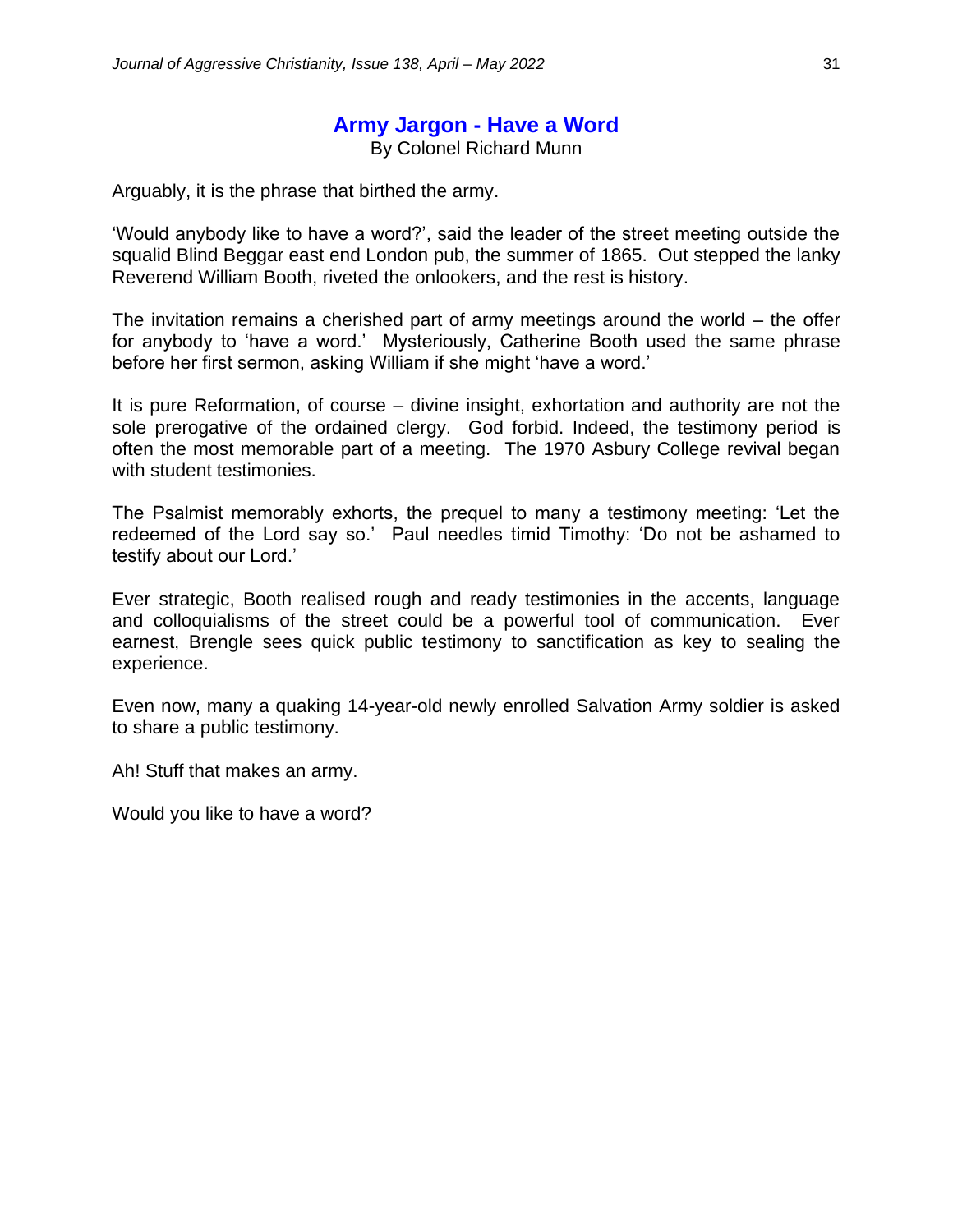## Army Jargon - Have a Word

By Colonel Richard Munn

Arguably, it is the phrase that birthed the army.

'Would anybody like to have a word?', said the leader of the street meeting outside the squalid Blind Beggar east end London pub, the summer of 1865. Out stepped the lanky Reverend William Booth, riveted the onlookers, and the rest is history.

The invitation remains a cherished part of army meetings around the world – the offer for anybody to 'have a word.' Mysteriously, Catherine Booth used the same phrase before her first sermon, asking William if she might 'have a word.'

It is pure Reformation, of course – divine insight, exhortation and authority are not the sole prerogative of the ordained clergy. God forbid. Indeed, the testimony period is often the most memorable part of a meeting. The 1970 Asbury College revival began with student testimonies.

The Psalmist memorably exhorts, the prequel to many a testimony meeting: 'Let the redeemed of the Lord say so.' Paul needles timid Timothy: 'Do not be ashamed to testify about our Lord.'

Ever strategic, Booth realised rough and ready testimonies in the accents, language and colloquialisms of the street could be a powerful tool of communication. Ever earnest, Brengle sees quick public testimony to sanctification as key to sealing the experience.

Even now, many a quaking 14-year-old newly enrolled Salvation Army soldier is asked to share a public testimony.

Ah! Stuff that makes an army.

Would you like to have a word?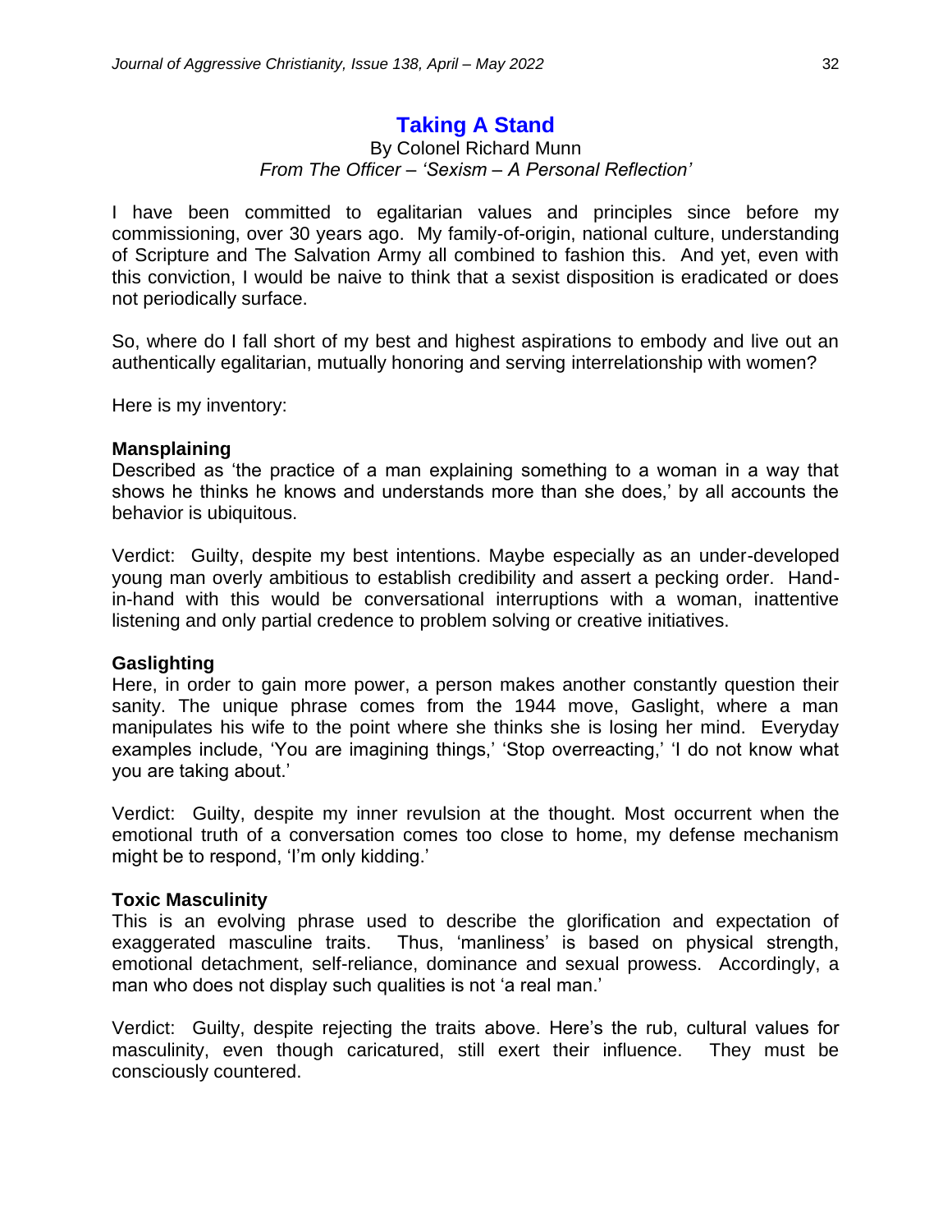## Taking A Stand

By Colonel Richard Munn

*From The Officer – 'Sexism – A Personal Reflection'*

I have been committed to egalitarian values and principles since before my commissioning, over 30 years ago. My family-of-origin, national culture, understanding of Scripture and The Salvation Army all combined to fashion this. And yet, even with this conviction, I would be naive to think that a sexist disposition is eradicated or does not periodically surface.

So, where do I fall short of my best and highest aspirations to embody and live out an authentically egalitarian, mutually honoring and serving interrelationship with women?

Here is my inventory:

**Mansplaining**

Described as 'the practice of a man explaining something to a woman in a way that shows he thinks he knows and understands more than she does,' by all accounts the behavior is ubiquitous.

Verdict: Guilty, despite my best intentions. Maybe especially as an under-developed young man overly ambitious to establish credibility and assert a pecking order. Hand-in-hand with this would be conversational interruptions with a woman, inattentive listening and only partial credence to problem solving or creative initiatives.

**Gaslighting**

Here, in order to gain more power, a person makes another constantly question their sanity. The unique phrase comes from the 1944 move, Gaslight, where a man manipulates his wife to the point where she thinks she is losing her mind. Everyday examples include, 'You are imagining things,' 'Stop overreacting,' 'I do not know what you are taking about.'

Verdict: Guilty, despite my inner revulsion at the thought. Most occurrent when the emotional truth of a conversation comes too close to home, my defense mechanism might be to respond, 'I'm only kidding.'

**Toxic Masculinity**

This is an evolving phrase used to describe the glorification and expectation of exaggerated masculine traits. Thus, 'manliness' is based on physical strength, emotional detachment, self-reliance, dominance and sexual prowess. Accordingly, a man who does not display such qualities is not 'a real man.'

Verdict: Guilty, despite rejecting the traits above. Here's the rub, cultural values for masculinity, even though caricatured, still exert their influence. They must be consciously countered.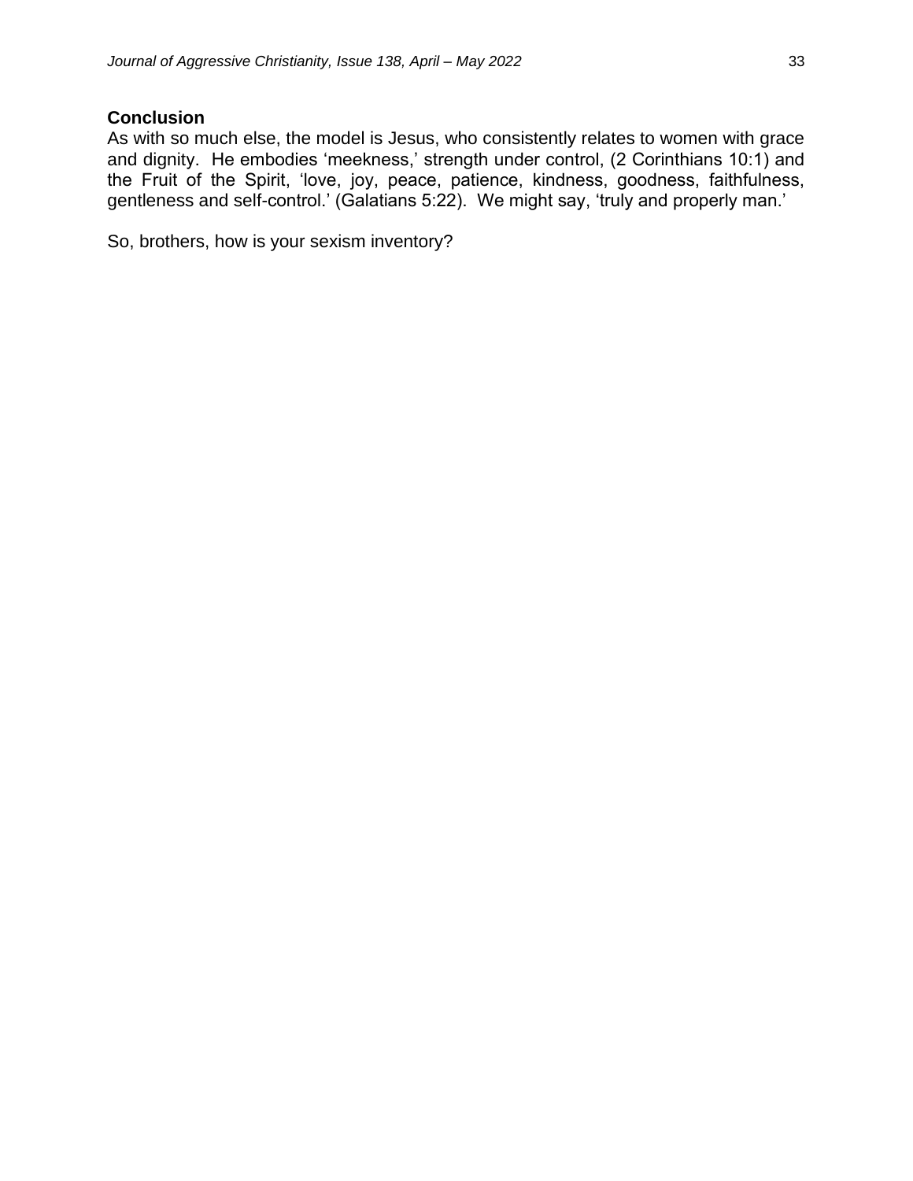## Conclusion

As with so much else, the model is Jesus, who consistently relates to women with grace and dignity. He embodies 'meekness,' strength under control, (2 Corinthians 10:1) and the Fruit of the Spirit, 'love, joy, peace, patience, kindness, goodness, faithfulness, gentleness and self-control.' (Galatians 5:22). We might say, 'truly and properly man.'

So, brothers, how is your sexism inventory?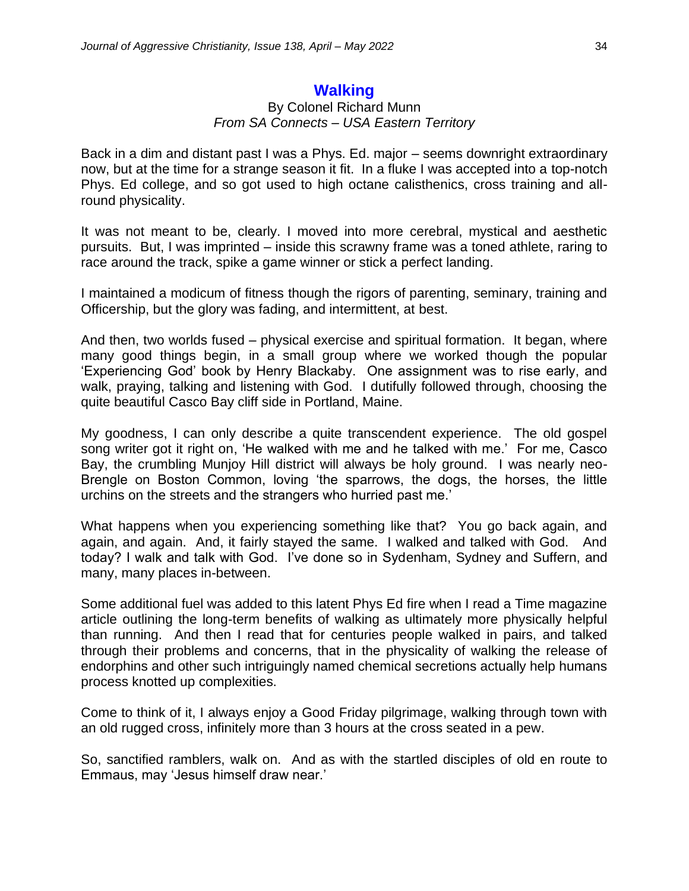# Walking

By Colonel Richard Munn
*From SA Connects – USA Eastern Territory*

Back in a dim and distant past I was a Phys. Ed. major – seems downright extraordinary now, but at the time for a strange season it fit. In a fluke I was accepted into a top-notch Phys. Ed college, and so got used to high octane calisthenics, cross training and all-round physicality.

It was not meant to be, clearly. I moved into more cerebral, mystical and aesthetic pursuits. But, I was imprinted – inside this scrawny frame was a toned athlete, raring to race around the track, spike a game winner or stick a perfect landing.

I maintained a modicum of fitness though the rigors of parenting, seminary, training and Officership, but the glory was fading, and intermittent, at best.

And then, two worlds fused – physical exercise and spiritual formation. It began, where many good things begin, in a small group where we worked though the popular 'Experiencing God' book by Henry Blackaby. One assignment was to rise early, and walk, praying, talking and listening with God. I dutifully followed through, choosing the quite beautiful Casco Bay cliff side in Portland, Maine.

My goodness, I can only describe a quite transcendent experience. The old gospel song writer got it right on, 'He walked with me and he talked with me.' For me, Casco Bay, the crumbling Munjoy Hill district will always be holy ground. I was nearly neo-Brengle on Boston Common, loving 'the sparrows, the dogs, the horses, the little urchins on the streets and the strangers who hurried past me.'

What happens when you experiencing something like that? You go back again, and again, and again. And, it fairly stayed the same. I walked and talked with God. And today? I walk and talk with God. I've done so in Sydenham, Sydney and Suffern, and many, many places in-between.

Some additional fuel was added to this latent Phys Ed fire when I read a Time magazine article outlining the long-term benefits of walking as ultimately more physically helpful than running. And then I read that for centuries people walked in pairs, and talked through their problems and concerns, that in the physicality of walking the release of endorphins and other such intriguingly named chemical secretions actually help humans process knotted up complexities.

Come to think of it, I always enjoy a Good Friday pilgrimage, walking through town with an old rugged cross, infinitely more than 3 hours at the cross seated in a pew.

So, sanctified ramblers, walk on. And as with the startled disciples of old en route to Emmaus, may 'Jesus himself draw near.'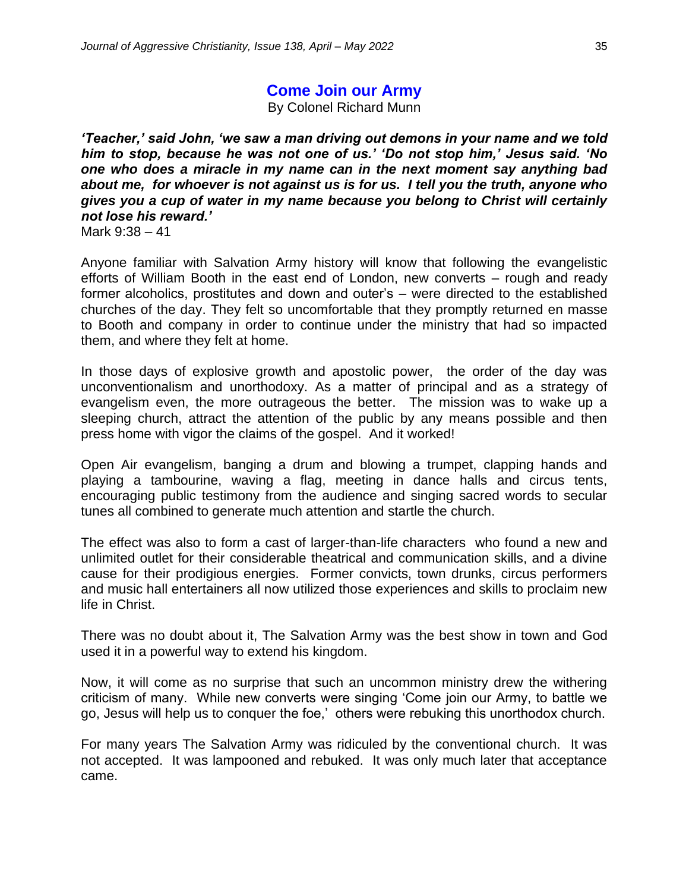## Come Join our Army

By Colonel Richard Munn

***'Teacher,' said John, 'we saw a man driving out demons in your name and we told him to stop, because he was not one of us.' 'Do not stop him,' Jesus said. 'No one who does a miracle in my name can in the next moment say anything bad about me, for whoever is not against us is for us. I tell you the truth, anyone who gives you a cup of water in my name because you belong to Christ will certainly not lose his reward.'***

Mark 9:38 – 41

Anyone familiar with Salvation Army history will know that following the evangelistic efforts of William Booth in the east end of London, new converts – rough and ready former alcoholics, prostitutes and down and outer's – were directed to the established churches of the day. They felt so uncomfortable that they promptly returned en masse to Booth and company in order to continue under the ministry that had so impacted them, and where they felt at home.

In those days of explosive growth and apostolic power, the order of the day was unconventionalism and unorthodoxy. As a matter of principal and as a strategy of evangelism even, the more outrageous the better. The mission was to wake up a sleeping church, attract the attention of the public by any means possible and then press home with vigor the claims of the gospel. And it worked!

Open Air evangelism, banging a drum and blowing a trumpet, clapping hands and playing a tambourine, waving a flag, meeting in dance halls and circus tents, encouraging public testimony from the audience and singing sacred words to secular tunes all combined to generate much attention and startle the church.

The effect was also to form a cast of larger-than-life characters who found a new and unlimited outlet for their considerable theatrical and communication skills, and a divine cause for their prodigious energies. Former convicts, town drunks, circus performers and music hall entertainers all now utilized those experiences and skills to proclaim new life in Christ.

There was no doubt about it, The Salvation Army was the best show in town and God used it in a powerful way to extend his kingdom.

Now, it will come as no surprise that such an uncommon ministry drew the withering criticism of many. While new converts were singing 'Come join our Army, to battle we go, Jesus will help us to conquer the foe,' others were rebuking this unorthodox church.

For many years The Salvation Army was ridiculed by the conventional church. It was not accepted. It was lampooned and rebuked. It was only much later that acceptance came.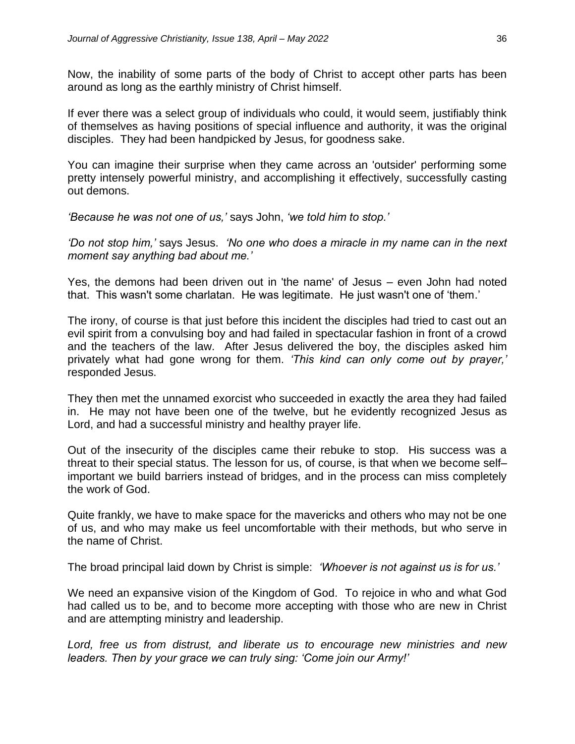Now, the inability of some parts of the body of Christ to accept other parts has been around as long as the earthly ministry of Christ himself.

If ever there was a select group of individuals who could, it would seem, justifiably think of themselves as having positions of special influence and authority, it was the original disciples. They had been handpicked by Jesus, for goodness sake.

You can imagine their surprise when they came across an 'outsider' performing some pretty intensely powerful ministry, and accomplishing it effectively, successfully casting out demons.

*'Because he was not one of us,'* says John, *'we told him to stop.'*

*'Do not stop him,'* says Jesus. *'No one who does a miracle in my name can in the next moment say anything bad about me.'*

Yes, the demons had been driven out in 'the name' of Jesus – even John had noted that. This wasn't some charlatan. He was legitimate. He just wasn't one of 'them.'

The irony, of course is that just before this incident the disciples had tried to cast out an evil spirit from a convulsing boy and had failed in spectacular fashion in front of a crowd and the teachers of the law. After Jesus delivered the boy, the disciples asked him privately what had gone wrong for them. *'This kind can only come out by prayer,'* responded Jesus.

They then met the unnamed exorcist who succeeded in exactly the area they had failed in. He may not have been one of the twelve, but he evidently recognized Jesus as Lord, and had a successful ministry and healthy prayer life.

Out of the insecurity of the disciples came their rebuke to stop. His success was a threat to their special status. The lesson for us, of course, is that when we become self–important we build barriers instead of bridges, and in the process can miss completely the work of God.

Quite frankly, we have to make space for the mavericks and others who may not be one of us, and who may make us feel uncomfortable with their methods, but who serve in the name of Christ.

The broad principal laid down by Christ is simple: *'Whoever is not against us is for us.'*

We need an expansive vision of the Kingdom of God. To rejoice in who and what God had called us to be, and to become more accepting with those who are new in Christ and are attempting ministry and leadership.

*Lord, free us from distrust, and liberate us to encourage new ministries and new leaders. Then by your grace we can truly sing: 'Come join our Army!'*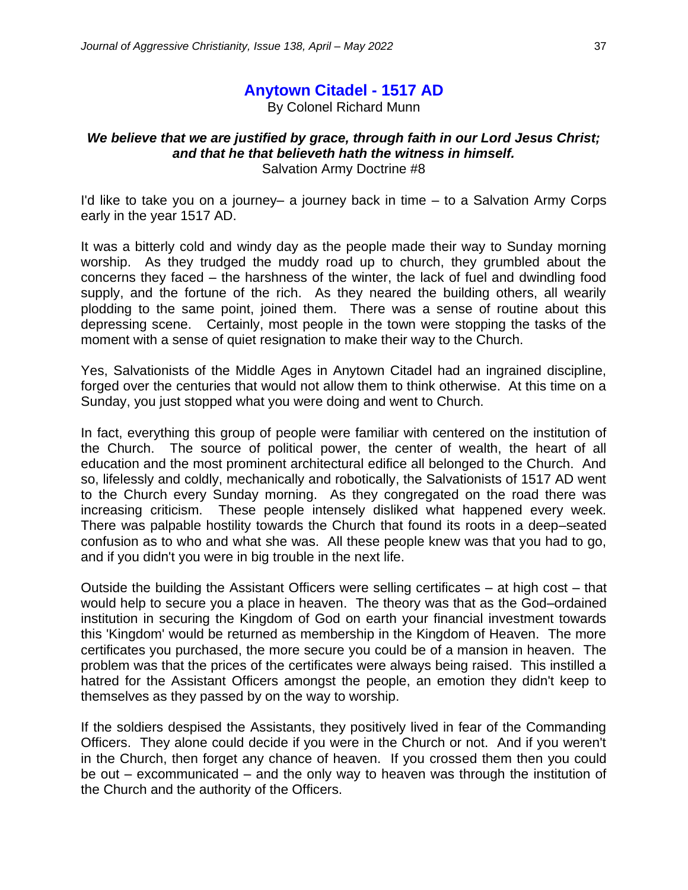# Anytown Citadel - 1517 AD

By Colonel Richard Munn

***We believe that we are justified by grace, through faith in our Lord Jesus Christ; and that he that believeth hath the witness in himself.***
Salvation Army Doctrine #8

I'd like to take you on a journey– a journey back in time – to a Salvation Army Corps early in the year 1517 AD.

It was a bitterly cold and windy day as the people made their way to Sunday morning worship. As they trudged the muddy road up to church, they grumbled about the concerns they faced – the harshness of the winter, the lack of fuel and dwindling food supply, and the fortune of the rich. As they neared the building others, all wearily plodding to the same point, joined them. There was a sense of routine about this depressing scene. Certainly, most people in the town were stopping the tasks of the moment with a sense of quiet resignation to make their way to the Church.

Yes, Salvationists of the Middle Ages in Anytown Citadel had an ingrained discipline, forged over the centuries that would not allow them to think otherwise. At this time on a Sunday, you just stopped what you were doing and went to Church.

In fact, everything this group of people were familiar with centered on the institution of the Church. The source of political power, the center of wealth, the heart of all education and the most prominent architectural edifice all belonged to the Church. And so, lifelessly and coldly, mechanically and robotically, the Salvationists of 1517 AD went to the Church every Sunday morning. As they congregated on the road there was increasing criticism. These people intensely disliked what happened every week. There was palpable hostility towards the Church that found its roots in a deep–seated confusion as to who and what she was. All these people knew was that you had to go, and if you didn't you were in big trouble in the next life.

Outside the building the Assistant Officers were selling certificates – at high cost – that would help to secure you a place in heaven. The theory was that as the God–ordained institution in securing the Kingdom of God on earth your financial investment towards this 'Kingdom' would be returned as membership in the Kingdom of Heaven. The more certificates you purchased, the more secure you could be of a mansion in heaven. The problem was that the prices of the certificates were always being raised. This instilled a hatred for the Assistant Officers amongst the people, an emotion they didn't keep to themselves as they passed by on the way to worship.

If the soldiers despised the Assistants, they positively lived in fear of the Commanding Officers. They alone could decide if you were in the Church or not. And if you weren't in the Church, then forget any chance of heaven. If you crossed them then you could be out – excommunicated – and the only way to heaven was through the institution of the Church and the authority of the Officers.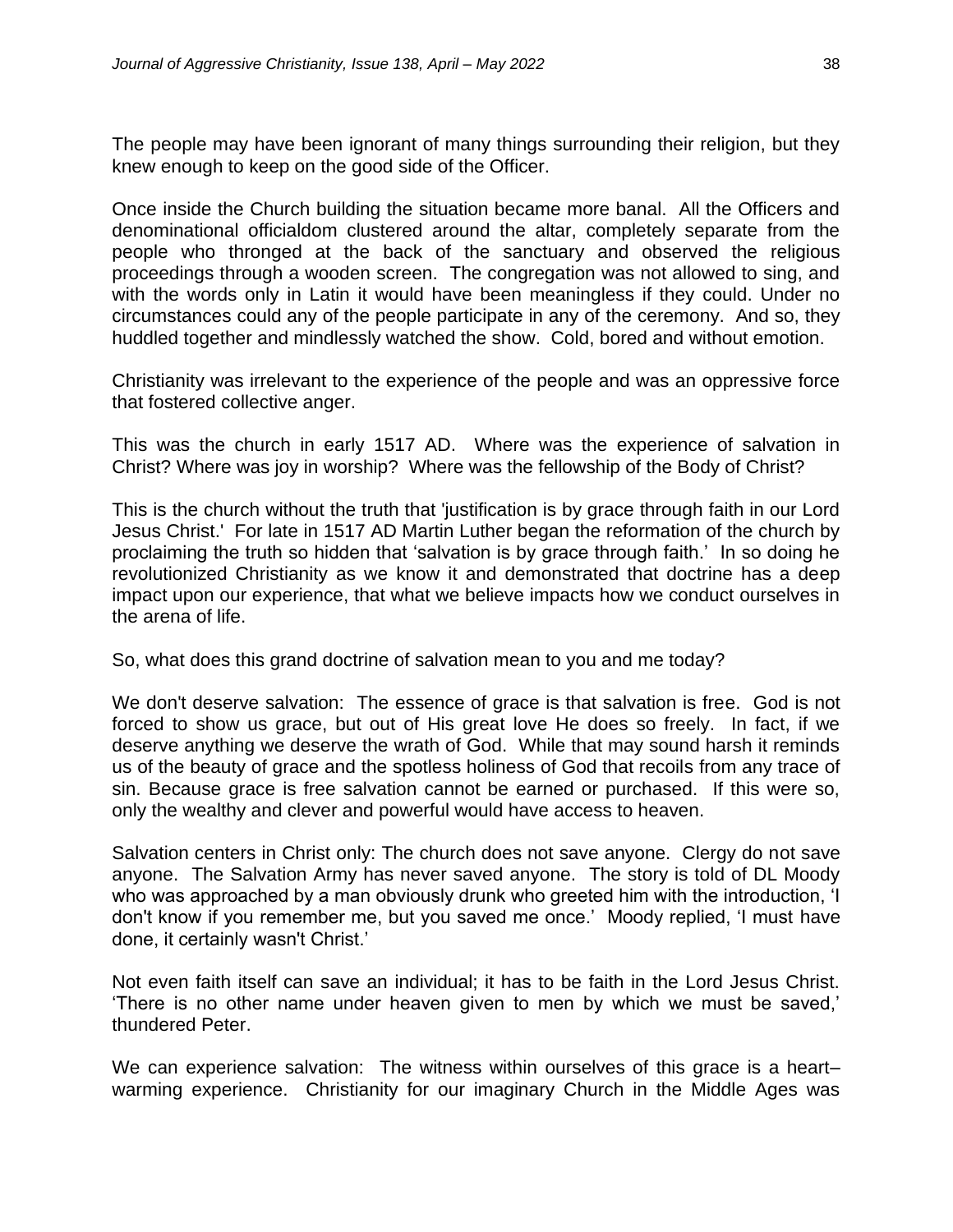The people may have been ignorant of many things surrounding their religion, but they knew enough to keep on the good side of the Officer.

Once inside the Church building the situation became more banal. All the Officers and denominational officialdom clustered around the altar, completely separate from the people who thronged at the back of the sanctuary and observed the religious proceedings through a wooden screen. The congregation was not allowed to sing, and with the words only in Latin it would have been meaningless if they could. Under no circumstances could any of the people participate in any of the ceremony. And so, they huddled together and mindlessly watched the show. Cold, bored and without emotion.

Christianity was irrelevant to the experience of the people and was an oppressive force that fostered collective anger.

This was the church in early 1517 AD. Where was the experience of salvation in Christ? Where was joy in worship? Where was the fellowship of the Body of Christ?

This is the church without the truth that 'justification is by grace through faith in our Lord Jesus Christ.' For late in 1517 AD Martin Luther began the reformation of the church by proclaiming the truth so hidden that 'salvation is by grace through faith.' In so doing he revolutionized Christianity as we know it and demonstrated that doctrine has a deep impact upon our experience, that what we believe impacts how we conduct ourselves in the arena of life.

So, what does this grand doctrine of salvation mean to you and me today?

We don't deserve salvation: The essence of grace is that salvation is free. God is not forced to show us grace, but out of His great love He does so freely. In fact, if we deserve anything we deserve the wrath of God. While that may sound harsh it reminds us of the beauty of grace and the spotless holiness of God that recoils from any trace of sin. Because grace is free salvation cannot be earned or purchased. If this were so, only the wealthy and clever and powerful would have access to heaven.

Salvation centers in Christ only: The church does not save anyone. Clergy do not save anyone. The Salvation Army has never saved anyone. The story is told of DL Moody who was approached by a man obviously drunk who greeted him with the introduction, 'I don't know if you remember me, but you saved me once.' Moody replied, 'I must have done, it certainly wasn't Christ.'

Not even faith itself can save an individual; it has to be faith in the Lord Jesus Christ. 'There is no other name under heaven given to men by which we must be saved,' thundered Peter.

We can experience salvation: The witness within ourselves of this grace is a heart–warming experience. Christianity for our imaginary Church in the Middle Ages was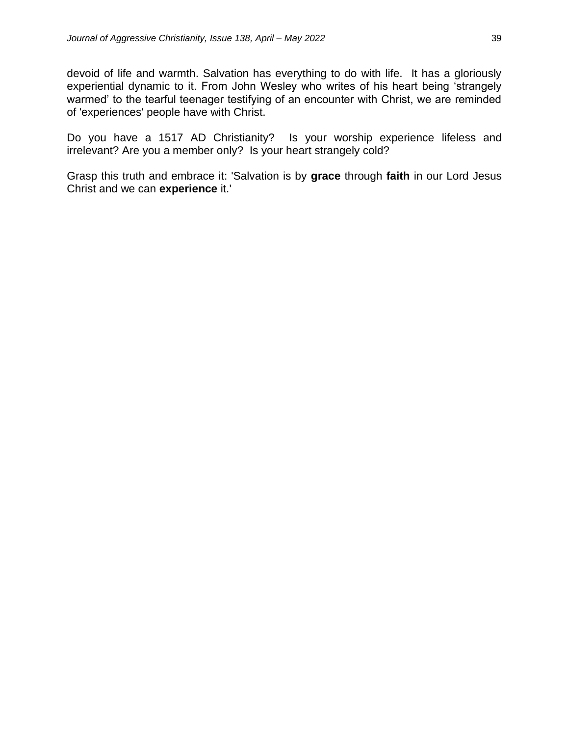devoid of life and warmth. Salvation has everything to do with life. It has a gloriously experiential dynamic to it. From John Wesley who writes of his heart being 'strangely warmed' to the tearful teenager testifying of an encounter with Christ, we are reminded of 'experiences' people have with Christ.

Do you have a 1517 AD Christianity? Is your worship experience lifeless and irrelevant? Are you a member only? Is your heart strangely cold?

Grasp this truth and embrace it: 'Salvation is by **grace** through **faith** in our Lord Jesus Christ and we can **experience** it.'